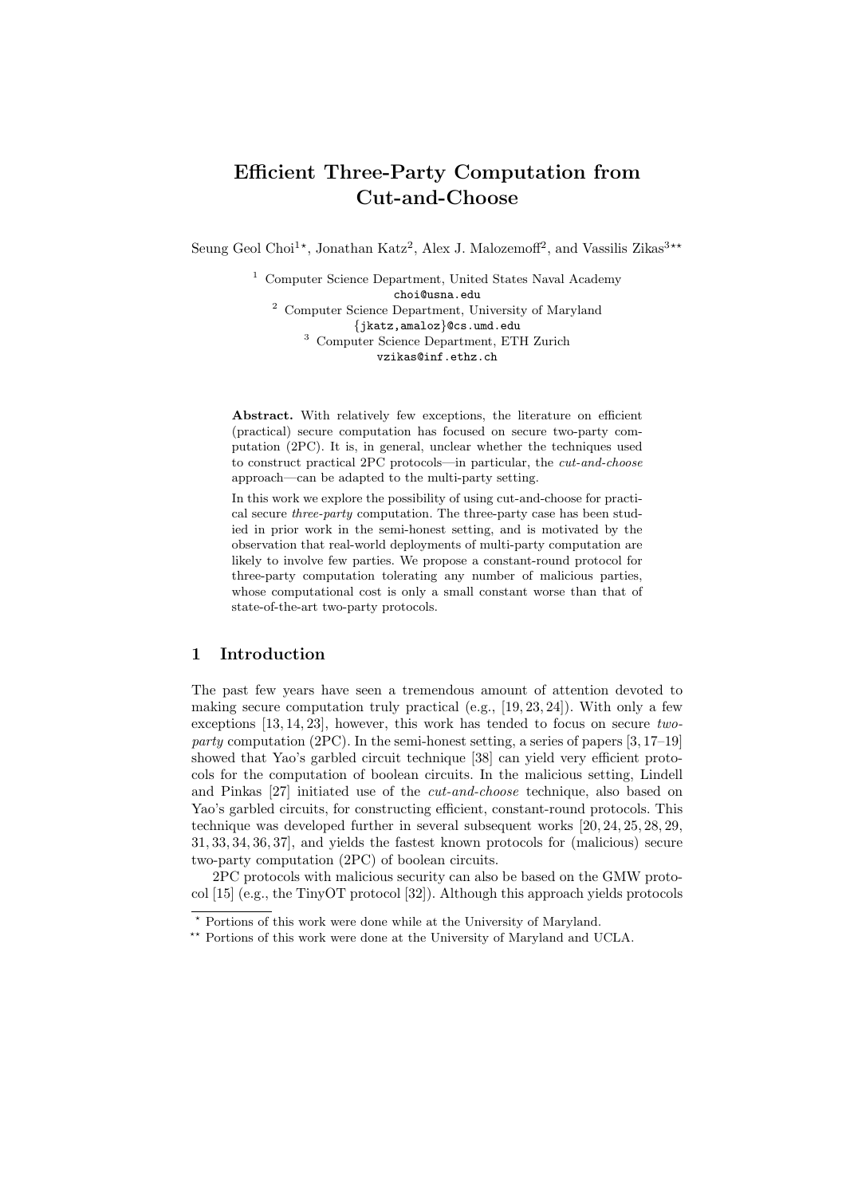# Efficient Three-Party Computation from Cut-and-Choose

Seung Geol Choi[1⋆], Jonathan Katz[2], Alex J. Malozemoff[2], and Vassilis Zikas[3⋆⋆]

[1] Computer Science Department, United States Naval Academy
choi@usna.edu
[2] Computer Science Department, University of Maryland
{jkatz,amaloz}@cs.umd.edu
[3] Computer Science Department, ETH Zurich
vzikas@inf.ethz.ch

**Abstract.** With relatively few exceptions, the literature on efficient (practical) secure computation has focused on secure two-party computation (2PC). It is, in general, unclear whether the techniques used to construct practical 2PC protocols—in particular, the *cut-and-choose* approach—can be adapted to the multi-party setting.

In this work we explore the possibility of using cut-and-choose for practical secure *three-party* computation. The three-party case has been studied in prior work in the semi-honest setting, and is motivated by the observation that real-world deployments of multi-party computation are likely to involve few parties. We propose a constant-round protocol for three-party computation tolerating any number of malicious parties, whose computational cost is only a small constant worse than that of state-of-the-art two-party protocols.

## 1 Introduction

The past few years have seen a tremendous amount of attention devoted to making secure computation truly practical (e.g., [19, 23, 24]). With only a few exceptions [13, 14, 23], however, this work has tended to focus on secure *two-party* computation (2PC). In the semi-honest setting, a series of papers [3, 17–19] showed that Yao's garbled circuit technique [38] can yield very efficient protocols for the computation of boolean circuits. In the malicious setting, Lindell and Pinkas [27] initiated use of the *cut-and-choose* technique, also based on Yao's garbled circuits, for constructing efficient, constant-round protocols. This technique was developed further in several subsequent works [20, 24, 25, 28, 29, 31, 33, 34, 36, 37], and yields the fastest known protocols for (malicious) secure two-party computation (2PC) of boolean circuits.

2PC protocols with malicious security can also be based on the GMW protocol [15] (e.g., the TinyOT protocol [32]). Although this approach yields protocols

⋆ Portions of this work were done while at the University of Maryland.

⋆⋆ Portions of this work were done at the University of Maryland and UCLA.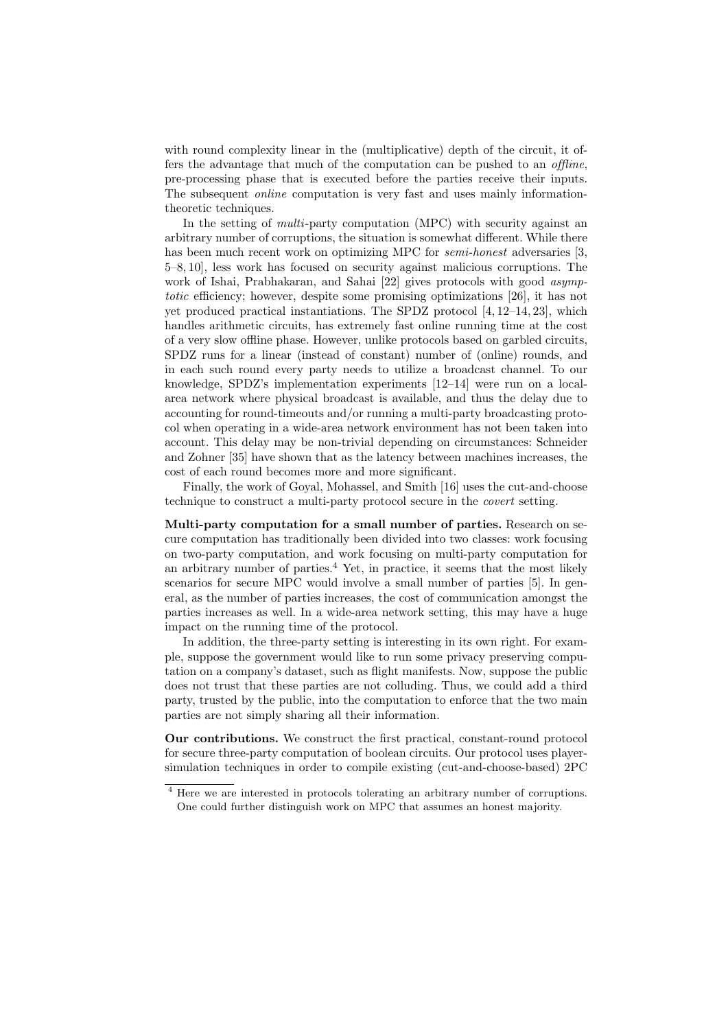with round complexity linear in the (multiplicative) depth of the circuit, it offers the advantage that much of the computation can be pushed to an *offline*, pre-processing phase that is executed before the parties receive their inputs. The subsequent *online* computation is very fast and uses mainly information-theoretic techniques.

In the setting of *multi*-party computation (MPC) with security against an arbitrary number of corruptions, the situation is somewhat different. While there has been much recent work on optimizing MPC for *semi-honest* adversaries [3, 5–8, 10], less work has focused on security against malicious corruptions. The work of Ishai, Prabhakaran, and Sahai [22] gives protocols with good *asymptotic* efficiency; however, despite some promising optimizations [26], it has not yet produced practical instantiations. The SPDZ protocol [4, 12–14, 23], which handles arithmetic circuits, has extremely fast online running time at the cost of a very slow offline phase. However, unlike protocols based on garbled circuits, SPDZ runs for a linear (instead of constant) number of (online) rounds, and in each such round every party needs to utilize a broadcast channel. To our knowledge, SPDZ's implementation experiments [12–14] were run on a local-area network where physical broadcast is available, and thus the delay due to accounting for round-timeouts and/or running a multi-party broadcasting protocol when operating in a wide-area network environment has not been taken into account. This delay may be non-trivial depending on circumstances: Schneider and Zohner [35] have shown that as the latency between machines increases, the cost of each round becomes more and more significant.

Finally, the work of Goyal, Mohassel, and Smith [16] uses the cut-and-choose technique to construct a multi-party protocol secure in the *covert* setting.

**Multi-party computation for a small number of parties.** Research on secure computation has traditionally been divided into two classes: work focusing on two-party computation, and work focusing on multi-party computation for an arbitrary number of parties.[4] Yet, in practice, it seems that the most likely scenarios for secure MPC would involve a small number of parties [5]. In general, as the number of parties increases, the cost of communication amongst the parties increases as well. In a wide-area network setting, this may have a huge impact on the running time of the protocol.

In addition, the three-party setting is interesting in its own right. For example, suppose the government would like to run some privacy preserving computation on a company's dataset, such as flight manifests. Now, suppose the public does not trust that these parties are not colluding. Thus, we could add a third party, trusted by the public, into the computation to enforce that the two main parties are not simply sharing all their information.

**Our contributions.** We construct the first practical, constant-round protocol for secure three-party computation of boolean circuits. Our protocol uses player-simulation techniques in order to compile existing (cut-and-choose-based) 2PC

[4] Here we are interested in protocols tolerating an arbitrary number of corruptions. One could further distinguish work on MPC that assumes an honest majority.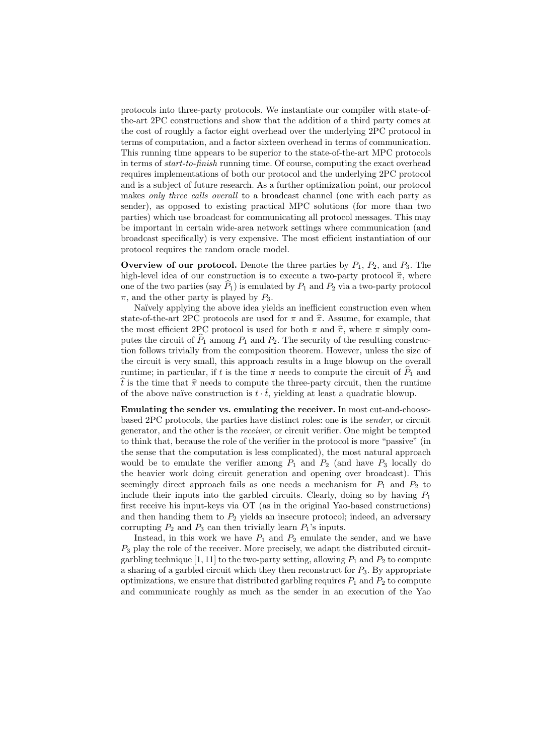protocols into three-party protocols. We instantiate our compiler with state-of-the-art 2PC constructions and show that the addition of a third party comes at the cost of roughly a factor eight overhead over the underlying 2PC protocol in terms of computation, and a factor sixteen overhead in terms of communication. This running time appears to be superior to the state-of-the-art MPC protocols in terms of *start-to-finish* running time. Of course, computing the exact overhead requires implementations of both our protocol and the underlying 2PC protocol and is a subject of future research. As a further optimization point, our protocol makes *only three calls overall* to a broadcast channel (one with each party as sender), as opposed to existing practical MPC solutions (for more than two parties) which use broadcast for communicating all protocol messages. This may be important in certain wide-area network settings where communication (and broadcast specifically) is very expensive. The most efficient instantiation of our protocol requires the random oracle model.

**Overview of our protocol.** Denote the three parties by $P_1$, $P_2$, and $P_3$. The high-level idea of our construction is to execute a two-party protocol $\widehat{\pi}$, where one of the two parties (say $\widehat{P}_1$) is emulated by $P_1$ and $P_2$ via a two-party protocol $\pi$, and the other party is played by $P_3$.

Naïvely applying the above idea yields an inefficient construction even when state-of-the-art 2PC protocols are used for $\pi$ and $\widehat{\pi}$. Assume, for example, that the most efficient 2PC protocol is used for both $\pi$ and $\widehat{\pi}$, where $\pi$ simply computes the circuit of $\widehat{P}_1$ among $P_1$ and $P_2$. The security of the resulting construction follows trivially from the composition theorem. However, unless the size of the circuit is very small, this approach results in a huge blowup on the overall runtime; in particular, if $t$ is the time $\pi$ needs to compute the circuit of $\widehat{P}_1$ and $\hat{t}$ is the time that $\widehat{\pi}$ needs to compute the three-party circuit, then the runtime of the above naïve construction is $t \cdot \hat{t}$, yielding at least a quadratic blowup.

**Emulating the sender vs. emulating the receiver.** In most cut-and-choose-based 2PC protocols, the parties have distinct roles: one is the *sender*, or circuit generator, and the other is the *receiver*, or circuit verifier. One might be tempted to think that, because the role of the verifier in the protocol is more "passive" (in the sense that the computation is less complicated), the most natural approach would be to emulate the verifier among $P_1$ and $P_2$ (and have $P_3$ locally do the heavier work doing circuit generation and opening over broadcast). This seemingly direct approach fails as one needs a mechanism for $P_1$ and $P_2$ to include their inputs into the garbled circuits. Clearly, doing so by having $P_1$ first receive his input-keys via OT (as in the original Yao-based constructions) and then handing them to $P_2$ yields an insecure protocol; indeed, an adversary corrupting $P_2$ and $P_3$ can then trivially learn $P_1$'s inputs.

Instead, in this work we have $P_1$ and $P_2$ emulate the sender, and we have $P_3$ play the role of the receiver. More precisely, we adapt the distributed circuit-garbling technique [1, 11] to the two-party setting, allowing $P_1$ and $P_2$ to compute a sharing of a garbled circuit which they then reconstruct for $P_3$. By appropriate optimizations, we ensure that distributed garbling requires $P_1$ and $P_2$ to compute and communicate roughly as much as the sender in an execution of the Yao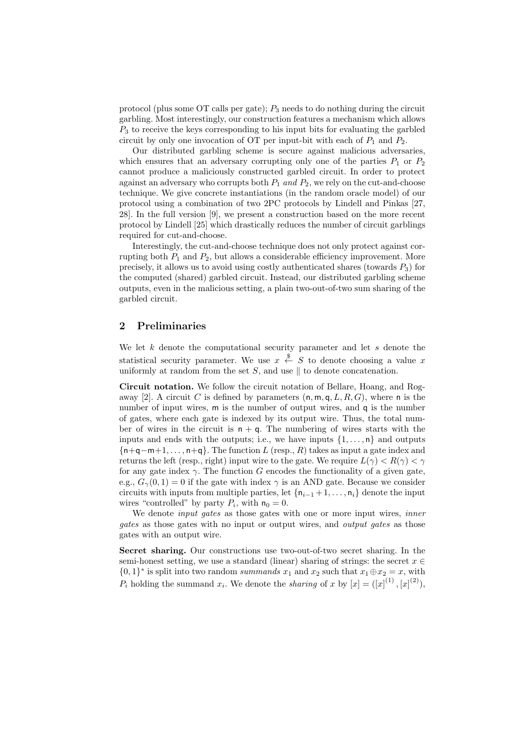protocol (plus some OT calls per gate); $P_3$ needs to do nothing during the circuit garbling. Most interestingly, our construction features a mechanism which allows $P_3$ to receive the keys corresponding to his input bits for evaluating the garbled circuit by only one invocation of OT per input-bit with each of $P_1$ and $P_2$.

Our distributed garbling scheme is secure against malicious adversaries, which ensures that an adversary corrupting only one of the parties $P_1$ or $P_2$ cannot produce a maliciously constructed garbled circuit. In order to protect against an adversary who corrupts both $P_1$ *and* $P_2$, we rely on the cut-and-choose technique. We give concrete instantiations (in the random oracle model) of our protocol using a combination of two 2PC protocols by Lindell and Pinkas [27, 28]. In the full version [9], we present a construction based on the more recent protocol by Lindell [25] which drastically reduces the number of circuit garblings required for cut-and-choose.

Interestingly, the cut-and-choose technique does not only protect against corrupting both $P_1$ and $P_2$, but allows a considerable efficiency improvement. More precisely, it allows us to avoid using costly authenticated shares (towards $P_3$) for the computed (shared) garbled circuit. Instead, our distributed garbling scheme outputs, even in the malicious setting, a plain two-out-of-two sum sharing of the garbled circuit.

## 2 Preliminaries

We let $k$ denote the computational security parameter and let $s$ denote the statistical security parameter. We use $x \xleftarrow{\$} S$ to denote choosing a value $x$ uniformly at random from the set $S$, and use $\|$ to denote concatenation.

**Circuit notation.** We follow the circuit notation of Bellare, Hoang, and Rogaway [2]. A circuit $C$ is defined by parameters $(\mathsf{n}, \mathsf{m}, \mathsf{q}, L, R, G)$, where $\mathsf{n}$ is the number of input wires, $\mathsf{m}$ is the number of output wires, and $\mathsf{q}$ is the number of gates, where each gate is indexed by its output wire. Thus, the total number of wires in the circuit is $\mathsf{n} + \mathsf{q}$. The numbering of wires starts with the inputs and ends with the outputs; i.e., we have inputs $\{1, \ldots, \mathsf{n}\}$ and outputs $\{\mathsf{n}+\mathsf{q}-\mathsf{m}+1, \ldots, \mathsf{n}+\mathsf{q}\}$. The function $L$ (resp., $R$) takes as input a gate index and returns the left (resp., right) input wire to the gate. We require $L(\gamma) < R(\gamma) < \gamma$ for any gate index $\gamma$. The function $G$ encodes the functionality of a given gate, e.g., $G_\gamma(0, 1) = 0$ if the gate with index $\gamma$ is an AND gate. Because we consider circuits with inputs from multiple parties, let $\{\mathsf{n}_{i-1}+1, \ldots, \mathsf{n}_i\}$ denote the input wires "controlled" by party $P_i$, with $\mathsf{n}_0 = 0$.

We denote *input gates* as those gates with one or more input wires, *inner gates* as those gates with no input or output wires, and *output gates* as those gates with an output wire.

**Secret sharing.** Our constructions use two-out-of-two secret sharing. In the semi-honest setting, we use a standard (linear) sharing of strings: the secret $x \in \{0, 1\}^*$ is split into two random *summands* $x_1$ and $x_2$ such that $x_1 \oplus x_2 = x$, with $P_i$ holding the summand $x_i$. We denote the *sharing* of $x$ by $[x] = ([x]^{(1)}, [x]^{(2)})$,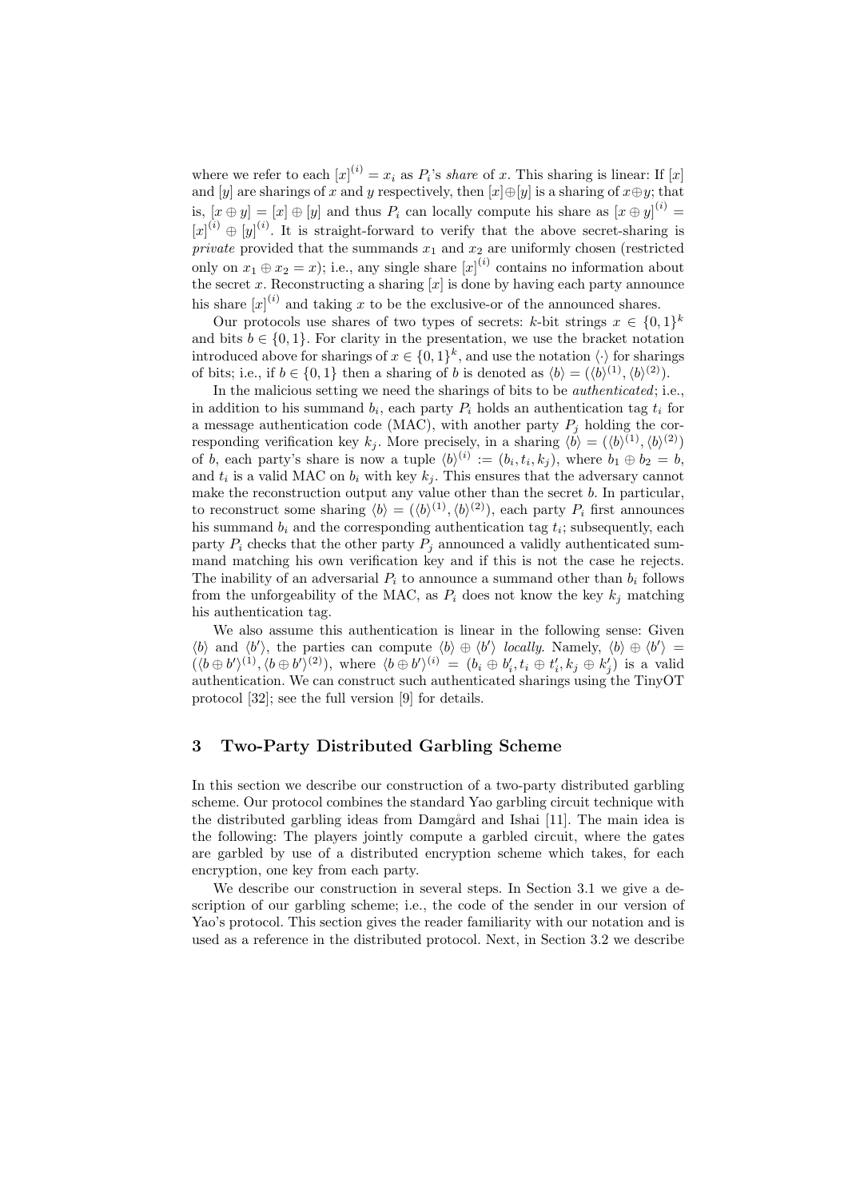where we refer to each $[x]^{(i)} = x_i$ as $P_i$'s *share* of $x$. This sharing is linear: If $[x]$ and $[y]$ are sharings of $x$ and $y$ respectively, then $[x] \oplus [y]$ is a sharing of $x \oplus y$; that is, $[x \oplus y] = [x] \oplus [y]$ and thus $P_i$ can locally compute his share as $[x \oplus y]^{(i)} = [x]^{(i)} \oplus [y]^{(i)}$. It is straight-forward to verify that the above secret-sharing is *private* provided that the summands $x_1$ and $x_2$ are uniformly chosen (restricted only on $x_1 \oplus x_2 = x$); i.e., any single share $[x]^{(i)}$ contains no information about the secret $x$. Reconstructing a sharing $[x]$ is done by having each party announce his share $[x]^{(i)}$ and taking $x$ to be the exclusive-or of the announced shares.

Our protocols use shares of two types of secrets: $k$-bit strings $x \in \{0,1\}^k$ and bits $b \in \{0,1\}$. For clarity in the presentation, we use the bracket notation introduced above for sharings of $x \in \{0,1\}^k$, and use the notation $\langle \cdot \rangle$ for sharings of bits; i.e., if $b \in \{0,1\}$ then a sharing of $b$ is denoted as $\langle b \rangle = (\langle b \rangle^{(1)}, \langle b \rangle^{(2)})$.

In the malicious setting we need the sharings of bits to be *authenticated*; i.e., in addition to his summand $b_i$, each party $P_i$ holds an authentication tag $t_i$ for a message authentication code (MAC), with another party $P_j$ holding the corresponding verification key $k_j$. More precisely, in a sharing $\langle b \rangle = (\langle b \rangle^{(1)}, \langle b \rangle^{(2)})$ of $b$, each party's share is now a tuple $\langle b \rangle^{(i)} := (b_i, t_i, k_j)$, where $b_1 \oplus b_2 = b$, and $t_i$ is a valid MAC on $b_i$ with key $k_j$. This ensures that the adversary cannot make the reconstruction output any value other than the secret $b$. In particular, to reconstruct some sharing $\langle b \rangle = (\langle b \rangle^{(1)}, \langle b \rangle^{(2)})$, each party $P_i$ first announces his summand $b_i$ and the corresponding authentication tag $t_i$; subsequently, each party $P_i$ checks that the other party $P_j$ announced a validly authenticated summand matching his own verification key and if this is not the case he rejects. The inability of an adversarial $P_i$ to announce a summand other than $b_i$ follows from the unforgeability of the MAC, as $P_i$ does not know the key $k_j$ matching his authentication tag.

We also assume this authentication is linear in the following sense: Given $\langle b \rangle$ and $\langle b' \rangle$, the parties can compute $\langle b \rangle \oplus \langle b' \rangle$ *locally*. Namely, $\langle b \rangle \oplus \langle b' \rangle = (\langle b \oplus b' \rangle^{(1)}, \langle b \oplus b' \rangle^{(2)})$, where $\langle b \oplus b' \rangle^{(i)} = (b_i \oplus b'_i, t_i \oplus t'_i, k_j \oplus k'_j)$ is a valid authentication. We can construct such authenticated sharings using the TinyOT protocol [32]; see the full version [9] for details.

## 3 Two-Party Distributed Garbling Scheme

In this section we describe our construction of a two-party distributed garbling scheme. Our protocol combines the standard Yao garbling circuit technique with the distributed garbling ideas from Damgård and Ishai [11]. The main idea is the following: The players jointly compute a garbled circuit, where the gates are garbled by use of a distributed encryption scheme which takes, for each encryption, one key from each party.

We describe our construction in several steps. In Section 3.1 we give a description of our garbling scheme; i.e., the code of the sender in our version of Yao's protocol. This section gives the reader familiarity with our notation and is used as a reference in the distributed protocol. Next, in Section 3.2 we describe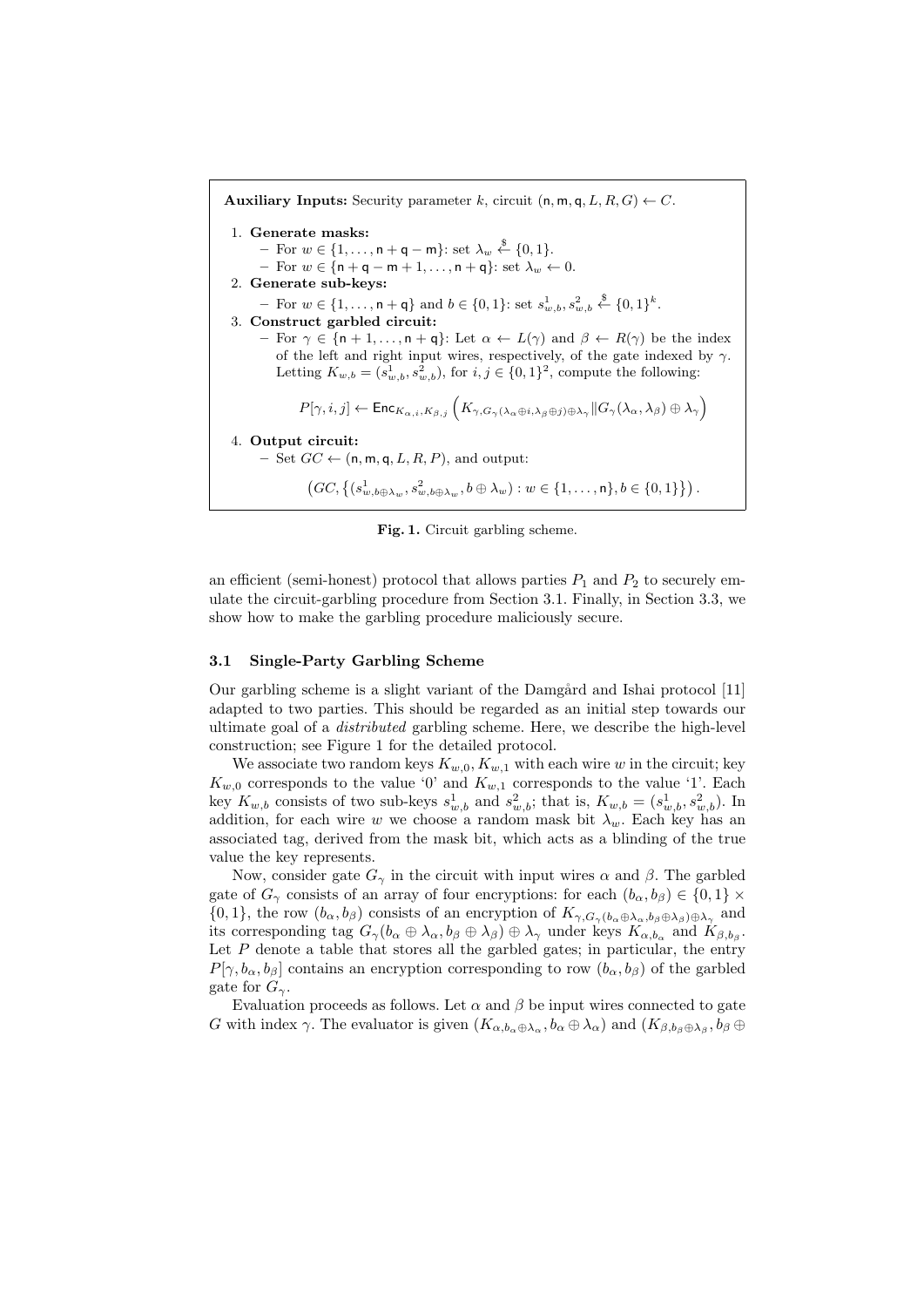**Auxiliary Inputs:** Security parameter $k$, circuit $(\mathsf{n}, \mathsf{m}, \mathsf{q}, L, R, G) \leftarrow C$.

1. **Generate masks:**
   - For $w \in \{1, \ldots, \mathsf{n} + \mathsf{q} - \mathsf{m}\}$: set $\lambda_w \stackrel{\$}{\leftarrow} \{0, 1\}$.
   - For $w \in \{\mathsf{n} + \mathsf{q} - \mathsf{m} + 1, \ldots, \mathsf{n} + \mathsf{q}\}$: set $\lambda_w \leftarrow 0$.
2. **Generate sub-keys:**
   - For $w \in \{1, \ldots, \mathsf{n} + \mathsf{q}\}$ and $b \in \{0, 1\}$: set $s^1_{w,b}, s^2_{w,b} \stackrel{\$}{\leftarrow} \{0, 1\}^k$.
3. **Construct garbled circuit:**
   - For $\gamma \in \{\mathsf{n} + 1, \ldots, \mathsf{n} + \mathsf{q}\}$: Let $\alpha \leftarrow L(\gamma)$ and $\beta \leftarrow R(\gamma)$ be the index of the left and right input wires, respectively, of the gate indexed by $\gamma$. Letting $K_{w,b} = (s^1_{w,b}, s^2_{w,b})$, for $i, j \in \{0, 1\}^2$, compute the following:

$$P[\gamma, i, j] \leftarrow \mathsf{Enc}_{K_{\alpha,i}, K_{\beta,j}}\left(K_{\gamma, G_\gamma(\lambda_\alpha \oplus i, \lambda_\beta \oplus j) \oplus \lambda_\gamma} \| G_\gamma(\lambda_\alpha, \lambda_\beta) \oplus \lambda_\gamma\right)$$

4. **Output circuit:**
   - Set $GC \leftarrow (\mathsf{n}, \mathsf{m}, \mathsf{q}, L, R, P)$, and output:

$$\left(GC, \left\{(s^1_{w,b \oplus \lambda_w}, s^2_{w,b \oplus \lambda_w}, b \oplus \lambda_w) : w \in \{1, \ldots, \mathsf{n}\}, b \in \{0, 1\}\right\}\right).$$

**Fig. 1.** Circuit garbling scheme.

an efficient (semi-honest) protocol that allows parties $P_1$ and $P_2$ to securely emulate the circuit-garbling procedure from Section 3.1. Finally, in Section 3.3, we show how to make the garbling procedure maliciously secure.

### 3.1 Single-Party Garbling Scheme

Our garbling scheme is a slight variant of the Damgård and Ishai protocol [11] adapted to two parties. This should be regarded as an initial step towards our ultimate goal of a *distributed* garbling scheme. Here, we describe the high-level construction; see Figure 1 for the detailed protocol.

We associate two random keys $K_{w,0}, K_{w,1}$ with each wire $w$ in the circuit; key $K_{w,0}$ corresponds to the value '0' and $K_{w,1}$ corresponds to the value '1'. Each key $K_{w,b}$ consists of two sub-keys $s^1_{w,b}$ and $s^2_{w,b}$; that is, $K_{w,b} = (s^1_{w,b}, s^2_{w,b})$. In addition, for each wire $w$ we choose a random mask bit $\lambda_w$. Each key has an associated tag, derived from the mask bit, which acts as a blinding of the true value the key represents.

Now, consider gate $G_\gamma$ in the circuit with input wires $\alpha$ and $\beta$. The garbled gate of $G_\gamma$ consists of an array of four encryptions: for each $(b_\alpha, b_\beta) \in \{0, 1\} \times \{0, 1\}$, the row $(b_\alpha, b_\beta)$ consists of an encryption of $K_{\gamma, G_\gamma(b_\alpha \oplus \lambda_\alpha, b_\beta \oplus \lambda_\beta) \oplus \lambda_\gamma}$ and its corresponding tag $G_\gamma(b_\alpha \oplus \lambda_\alpha, b_\beta \oplus \lambda_\beta) \oplus \lambda_\gamma$ under keys $K_{\alpha, b_\alpha}$ and $K_{\beta, b_\beta}$. Let $P$ denote a table that stores all the garbled gates; in particular, the entry $P[\gamma, b_\alpha, b_\beta]$ contains an encryption corresponding to row $(b_\alpha, b_\beta)$ of the garbled gate for $G_\gamma$.

Evaluation proceeds as follows. Let $\alpha$ and $\beta$ be input wires connected to gate $G$ with index $\gamma$. The evaluator is given $(K_{\alpha, b_\alpha \oplus \lambda_\alpha}, b_\alpha \oplus \lambda_\alpha)$ and $(K_{\beta, b_\beta \oplus \lambda_\beta}, b_\beta \oplus$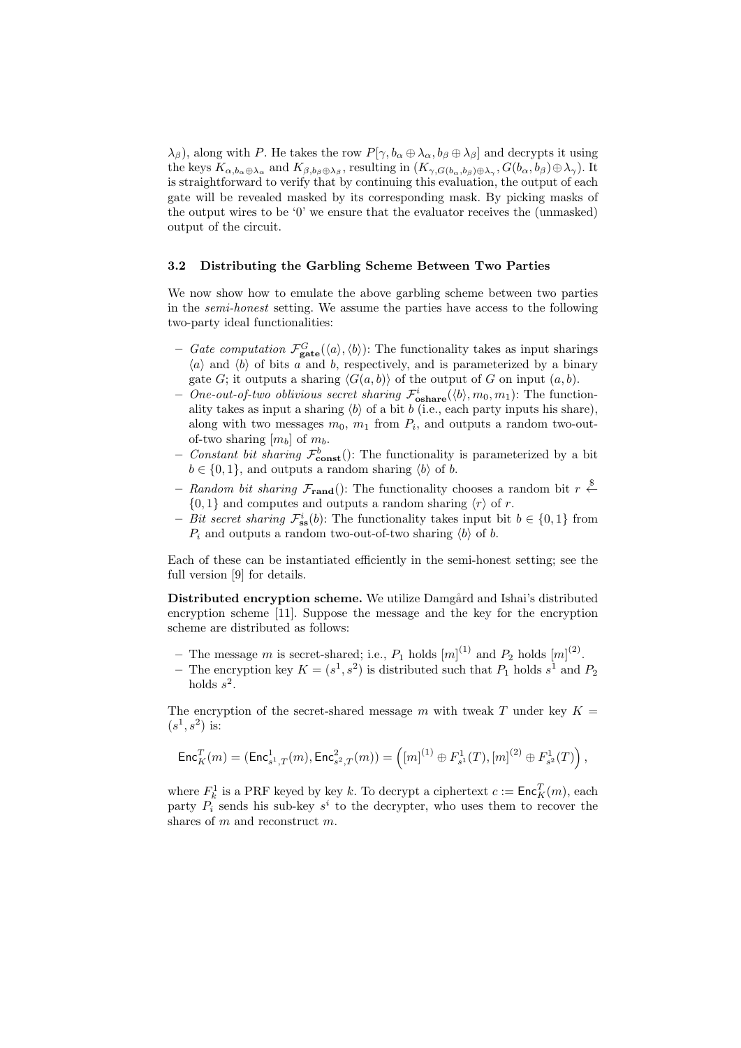$\lambda_\beta$), along with $P$. He takes the row $P[\gamma, b_\alpha \oplus \lambda_\alpha, b_\beta \oplus \lambda_\beta]$ and decrypts it using the keys $K_{\alpha,b_\alpha \oplus \lambda_\alpha}$ and $K_{\beta,b_\beta \oplus \lambda_\beta}$, resulting in $(K_{\gamma,G(b_\alpha,b_\beta)\oplus\lambda_\gamma}, G(b_\alpha, b_\beta) \oplus \lambda_\gamma)$. It is straightforward to verify that by continuing this evaluation, the output of each gate will be revealed masked by its corresponding mask. By picking masks of the output wires to be '0' we ensure that the evaluator receives the (unmasked) output of the circuit.

### 3.2 Distributing the Garbling Scheme Between Two Parties

We now show how to emulate the above garbling scheme between two parties in the *semi-honest* setting. We assume the parties have access to the following two-party ideal functionalities:

- *Gate computation* $\mathcal{F}^G_{\mathbf{gate}}(\langle a \rangle, \langle b \rangle)$: The functionality takes as input sharings $\langle a \rangle$ and $\langle b \rangle$ of bits $a$ and $b$, respectively, and is parameterized by a binary gate $G$; it outputs a sharing $\langle G(a, b) \rangle$ of the output of $G$ on input $(a, b)$.
- *One-out-of-two oblivious secret sharing* $\mathcal{F}^i_{\mathbf{oshare}}(\langle b \rangle, m_0, m_1)$: The functionality takes as input a sharing $\langle b \rangle$ of a bit $b$ (i.e., each party inputs his share), along with two messages $m_0$, $m_1$ from $P_i$, and outputs a random two-out-of-two sharing $[m_b]$ of $m_b$.
- *Constant bit sharing* $\mathcal{F}^b_{\mathbf{const}}()$: The functionality is parameterized by a bit $b \in \{0, 1\}$, and outputs a random sharing $\langle b \rangle$ of $b$.
- *Random bit sharing* $\mathcal{F}_{\mathbf{rand}}()$: The functionality chooses a random bit $r \xleftarrow{\$} \{0, 1\}$ and computes and outputs a random sharing $\langle r \rangle$ of $r$.
- *Bit secret sharing* $\mathcal{F}^i_{\mathbf{ss}}(b)$: The functionality takes input bit $b \in \{0, 1\}$ from $P_i$ and outputs a random two-out-of-two sharing $\langle b \rangle$ of $b$.

Each of these can be instantiated efficiently in the semi-honest setting; see the full version [9] for details.

**Distributed encryption scheme.** We utilize Damgård and Ishai's distributed encryption scheme [11]. Suppose the message and the key for the encryption scheme are distributed as follows:

- The message $m$ is secret-shared; i.e., $P_1$ holds $[m]^{(1)}$ and $P_2$ holds $[m]^{(2)}$.
- The encryption key $K = (s^1, s^2)$ is distributed such that $P_1$ holds $s^1$ and $P_2$ holds $s^2$.

The encryption of the secret-shared message $m$ with tweak $T$ under key $K = (s^1, s^2)$ is:

$$\mathsf{Enc}^T_K(m) = (\mathsf{Enc}^1_{s^1,T}(m), \mathsf{Enc}^2_{s^2,T}(m)) = \left([m]^{(1)} \oplus F^1_{s^1}(T), [m]^{(2)} \oplus F^1_{s^2}(T)\right),$$

where $F^1_k$ is a PRF keyed by key $k$. To decrypt a ciphertext $c := \mathsf{Enc}^T_K(m)$, each party $P_i$ sends his sub-key $s^i$ to the decrypter, who uses them to recover the shares of $m$ and reconstruct $m$.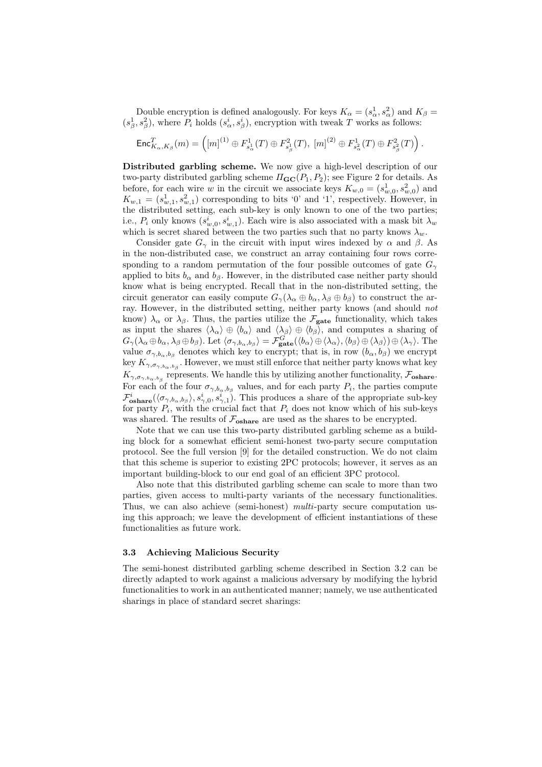Double encryption is defined analogously. For keys $K_\alpha = (s^1_\alpha, s^2_\alpha)$ and $K_\beta = (s^1_\beta, s^2_\beta)$, where $P_i$ holds $(s^i_\alpha, s^i_\beta)$, encryption with tweak $T$ works as follows:

$$\mathsf{Enc}^T_{K_\alpha, K_\beta}(m) = \left( [m]^{(1)} \oplus F^1_{s^1_\alpha}(T) \oplus F^2_{s^1_\beta}(T),\ [m]^{(2)} \oplus F^1_{s^2_\alpha}(T) \oplus F^2_{s^2_\beta}(T) \right).$$

**Distributed garbling scheme.** We now give a high-level description of our two-party distributed garbling scheme $\Pi_{\mathbf{GC}}(P_1, P_2)$; see Figure 2 for details. As before, for each wire $w$ in the circuit we associate keys $K_{w,0} = (s^1_{w,0}, s^2_{w,0})$ and $K_{w,1} = (s^1_{w,1}, s^2_{w,1})$ corresponding to bits '0' and '1', respectively. However, in the distributed setting, each sub-key is only known to one of the two parties; i.e., $P_i$ only knows $(s^i_{w,0}, s^i_{w,1})$. Each wire is also associated with a mask bit $\lambda_w$ which is secret shared between the two parties such that no party knows $\lambda_w$.

Consider gate $G_\gamma$ in the circuit with input wires indexed by $\alpha$ and $\beta$. As in the non-distributed case, we construct an array containing four rows corresponding to a random permutation of the four possible outcomes of gate $G_\gamma$ applied to bits $b_\alpha$ and $b_\beta$. However, in the distributed case neither party should know what is being encrypted. Recall that in the non-distributed setting, the circuit generator can easily compute $G_\gamma(\lambda_\alpha \oplus b_\alpha, \lambda_\beta \oplus b_\beta)$ to construct the array. However, in the distributed setting, neither party knows (and should *not* know) $\lambda_\alpha$ or $\lambda_\beta$. Thus, the parties utilize the $\mathcal{F}_{\mathbf{gate}}$ functionality, which takes as input the shares $\langle \lambda_\alpha \rangle \oplus \langle b_\alpha \rangle$ and $\langle \lambda_\beta \rangle \oplus \langle b_\beta \rangle$, and computes a sharing of $G_\gamma(\lambda_\alpha \oplus b_\alpha, \lambda_\beta \oplus b_\beta)$. Let $\langle \sigma_{\gamma, b_\alpha, b_\beta} \rangle = \mathcal{F}^G_{\mathbf{gate}}(\langle b_\alpha \rangle \oplus \langle \lambda_\alpha \rangle, \langle b_\beta \rangle \oplus \langle \lambda_\beta \rangle) \oplus \langle \lambda_\gamma \rangle$. The value $\sigma_{\gamma, b_\alpha, b_\beta}$ denotes which key to encrypt; that is, in row $(b_\alpha, b_\beta)$ we encrypt key $K_{\gamma, \sigma_{\gamma, b_\alpha, b_\beta}}$. However, we must still enforce that neither party knows what key $K_{\gamma, \sigma_{\gamma, b_\alpha, b_\beta}}$ represents. We handle this by utilizing another functionality, $\mathcal{F}_{\mathbf{oshare}}$. For each of the four $\sigma_{\gamma, b_\alpha, b_\beta}$ values, and for each party $P_i$, the parties compute $\mathcal{F}^i_{\mathbf{oshare}}(\langle \sigma_{\gamma, b_\alpha, b_\beta} \rangle, s^i_{\gamma,0}, s^i_{\gamma,1})$. This produces a share of the appropriate sub-key for party $P_i$, with the crucial fact that $P_i$ does not know which of his sub-keys was shared. The results of $\mathcal{F}_{\mathbf{oshare}}$ are used as the shares to be encrypted.

Note that we can use this two-party distributed garbling scheme as a building block for a somewhat efficient semi-honest two-party secure computation protocol. See the full version [9] for the detailed construction. We do not claim that this scheme is superior to existing 2PC protocols; however, it serves as an important building-block to our end goal of an efficient 3PC protocol.

Also note that this distributed garbling scheme can scale to more than two parties, given access to multi-party variants of the necessary functionalities. Thus, we can also achieve (semi-honest) *multi*-party secure computation using this approach; we leave the development of efficient instantiations of these functionalities as future work.

### 3.3 Achieving Malicious Security

The semi-honest distributed garbling scheme described in Section 3.2 can be directly adapted to work against a malicious adversary by modifying the hybrid functionalities to work in an authenticated manner; namely, we use authenticated sharings in place of standard secret sharings: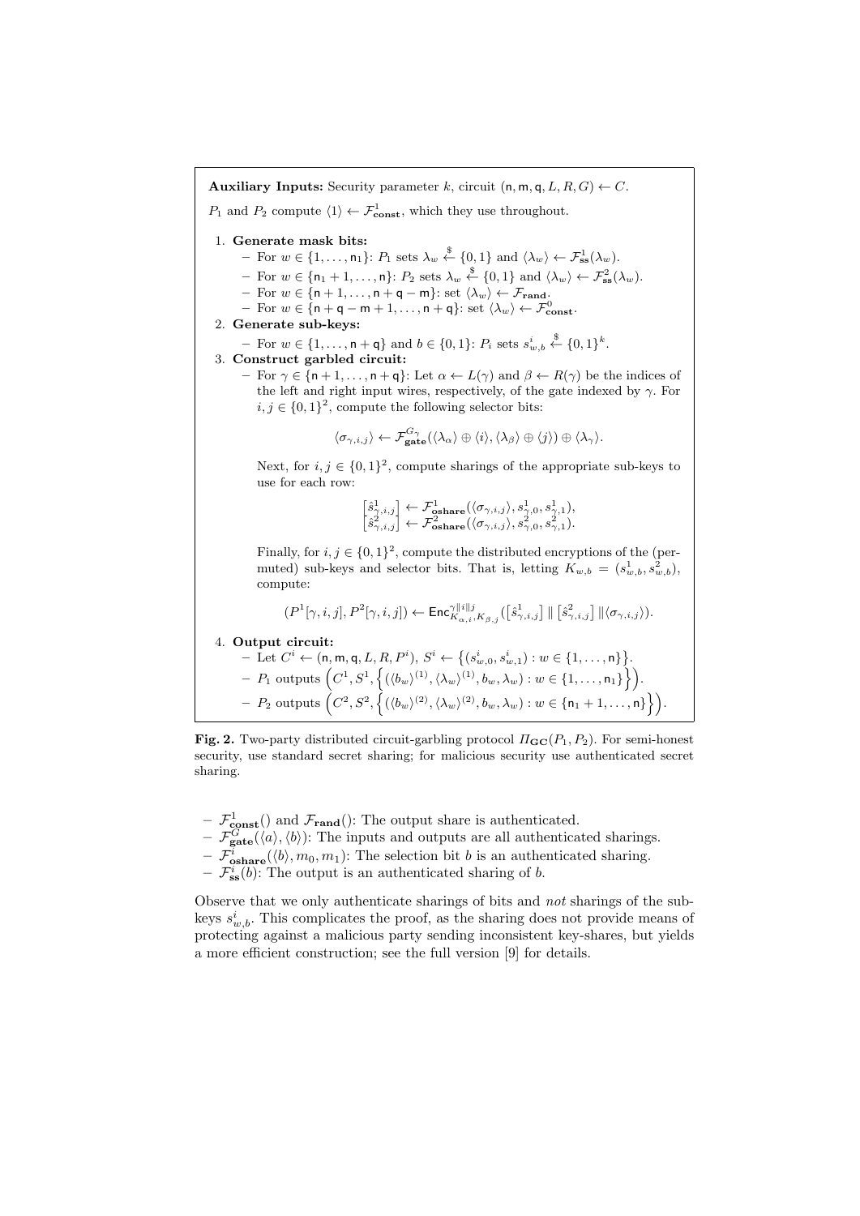**Auxiliary Inputs:** Security parameter $k$, circuit $(\mathsf{n}, \mathsf{m}, \mathsf{q}, L, R, G) \leftarrow C$.

$P_1$ and $P_2$ compute $\langle 1 \rangle \leftarrow \mathcal{F}^1_{\mathbf{const}}$, which they use throughout.

1. **Generate mask bits:**
   - For $w \in \{1, \ldots, \mathsf{n}_1\}$: $P_1$ sets $\lambda_w \xleftarrow{\$} \{0,1\}$ and $\langle \lambda_w \rangle \leftarrow \mathcal{F}^1_{\mathbf{ss}}(\lambda_w)$.
   - For $w \in \{\mathsf{n}_1 + 1, \ldots, \mathsf{n}\}$: $P_2$ sets $\lambda_w \xleftarrow{\$} \{0,1\}$ and $\langle \lambda_w \rangle \leftarrow \mathcal{F}^2_{\mathbf{ss}}(\lambda_w)$.
   - For $w \in \{\mathsf{n}+1, \ldots, \mathsf{n}+\mathsf{q}-\mathsf{m}\}$: set $\langle \lambda_w \rangle \leftarrow \mathcal{F}_{\mathbf{rand}}$.
   - For $w \in \{\mathsf{n}+\mathsf{q}-\mathsf{m}+1, \ldots, \mathsf{n}+\mathsf{q}\}$: set $\langle \lambda_w \rangle \leftarrow \mathcal{F}^0_{\mathbf{const}}$.
2. **Generate sub-keys:**
   - For $w \in \{1, \ldots, \mathsf{n}+\mathsf{q}\}$ and $b \in \{0,1\}$: $P_i$ sets $s^i_{w,b} \xleftarrow{\$} \{0,1\}^k$.
3. **Construct garbled circuit:**
   - For $\gamma \in \{\mathsf{n}+1, \ldots, \mathsf{n}+\mathsf{q}\}$: Let $\alpha \leftarrow L(\gamma)$ and $\beta \leftarrow R(\gamma)$ be the indices of the left and right input wires, respectively, of the gate indexed by $\gamma$. For $i, j \in \{0,1\}^2$, compute the following selector bits:

$$\langle \sigma_{\gamma,i,j} \rangle \leftarrow \mathcal{F}^{G_\gamma}_{\mathbf{gate}}(\langle \lambda_\alpha \rangle \oplus \langle i \rangle, \langle \lambda_\beta \rangle \oplus \langle j \rangle) \oplus \langle \lambda_\gamma \rangle.$$

   Next, for $i, j \in \{0,1\}^2$, compute sharings of the appropriate sub-keys to use for each row:

$$\begin{bmatrix}\hat{s}^1_{\gamma,i,j}\end{bmatrix} \leftarrow \mathcal{F}^1_{\mathbf{oshare}}(\langle \sigma_{\gamma,i,j} \rangle, s^1_{\gamma,0}, s^1_{\gamma,1}),$$
$$\begin{bmatrix}\hat{s}^2_{\gamma,i,j}\end{bmatrix} \leftarrow \mathcal{F}^2_{\mathbf{oshare}}(\langle \sigma_{\gamma,i,j} \rangle, s^2_{\gamma,0}, s^2_{\gamma,1}).$$

   Finally, for $i, j \in \{0,1\}^2$, compute the distributed encryptions of the (permuted) sub-keys and selector bits. That is, letting $K_{w,b} = (s^1_{w,b}, s^2_{w,b})$, compute:

$$(P^1[\gamma, i, j], P^2[\gamma, i, j]) \leftarrow \mathsf{Enc}^{\gamma \| i \| j}_{K_{\alpha,i}, K_{\beta,j}}(\begin{bmatrix}\hat{s}^1_{\gamma,i,j}\end{bmatrix} \| \begin{bmatrix}\hat{s}^2_{\gamma,i,j}\end{bmatrix} \| \langle \sigma_{\gamma,i,j} \rangle).$$

4. **Output circuit:**
   - Let $C^i \leftarrow (\mathsf{n}, \mathsf{m}, \mathsf{q}, L, R, P^i)$, $S^i \leftarrow \{(s^i_{w,0}, s^i_{w,1}) : w \in \{1, \ldots, \mathsf{n}\}\}$.
   - $P_1$ outputs $\left(C^1, S^1, \left\{(\langle b_w \rangle^{(1)}, \langle \lambda_w \rangle^{(1)}, b_w, \lambda_w) : w \in \{1, \ldots, \mathsf{n}_1\}\right\}\right)$.
   - $P_2$ outputs $\left(C^2, S^2, \left\{(\langle b_w \rangle^{(2)}, \langle \lambda_w \rangle^{(2)}, b_w, \lambda_w) : w \in \{\mathsf{n}_1+1, \ldots, \mathsf{n}\}\right\}\right)$.

**Fig. 2.** Two-party distributed circuit-garbling protocol $\Pi_{\mathbf{GC}}(P_1, P_2)$. For semi-honest security, use standard secret sharing; for malicious security use authenticated secret sharing.

- $\mathcal{F}^1_{\mathbf{const}}()$ and $\mathcal{F}_{\mathbf{rand}}()$: The output share is authenticated.
- $\mathcal{F}^G_{\mathbf{gate}}(\langle a \rangle, \langle b \rangle)$: The inputs and outputs are all authenticated sharings.
- $\mathcal{F}^i_{\mathbf{oshare}}(\langle b \rangle, m_0, m_1)$: The selection bit $b$ is an authenticated sharing.
- $\mathcal{F}^i_{\mathbf{ss}}(b)$: The output is an authenticated sharing of $b$.

Observe that we only authenticate sharings of bits and *not* sharings of the sub-keys $s^i_{w,b}$. This complicates the proof, as the sharing does not provide means of protecting against a malicious party sending inconsistent key-shares, but yields a more efficient construction; see the full version [9] for details.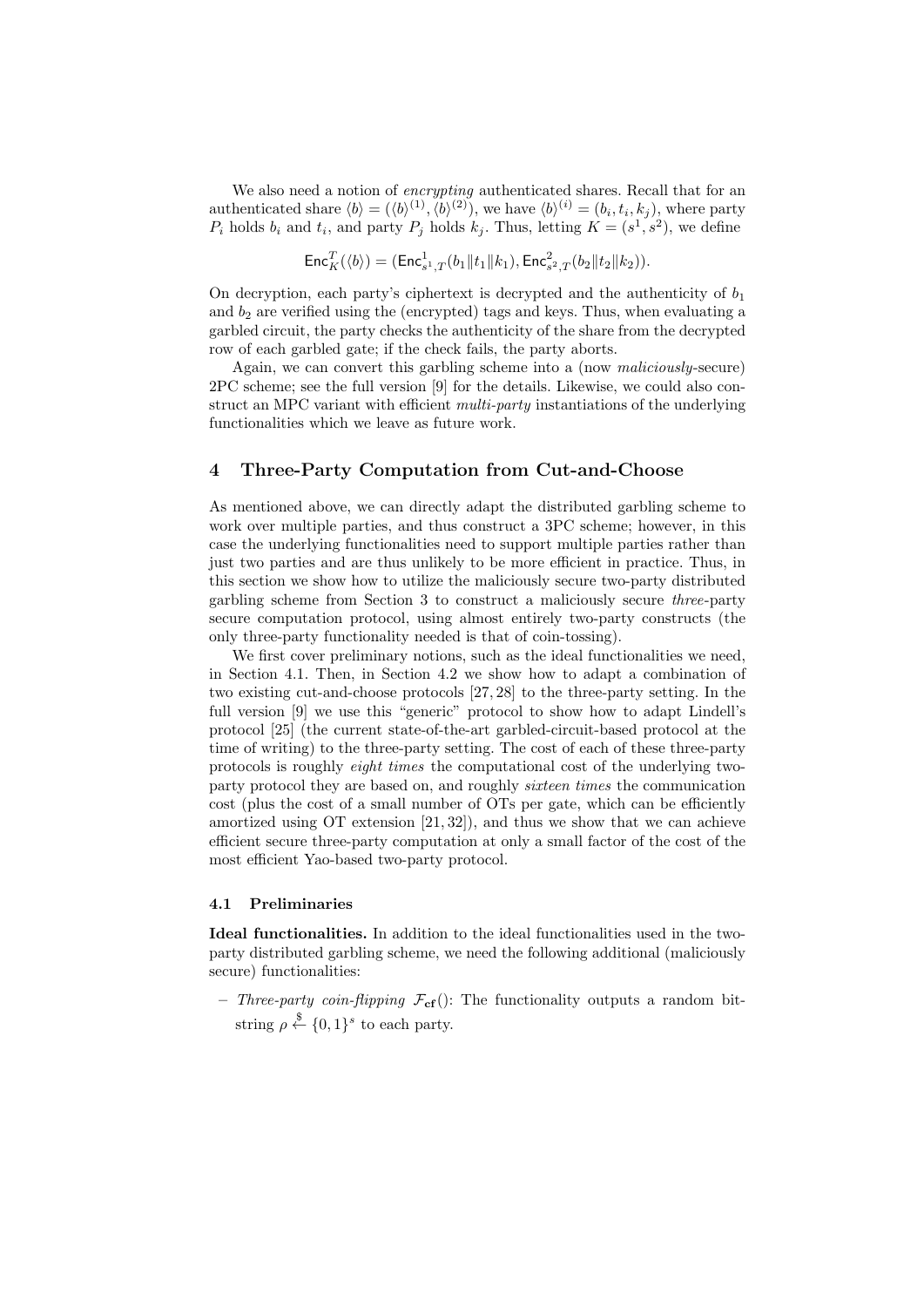We also need a notion of *encrypting* authenticated shares. Recall that for an authenticated share $\langle b \rangle = (\langle b \rangle^{(1)}, \langle b \rangle^{(2)})$, we have $\langle b \rangle^{(i)} = (b_i, t_i, k_j)$, where party $P_i$ holds $b_i$ and $t_i$, and party $P_j$ holds $k_j$. Thus, letting $K = (s^1, s^2)$, we define

$$\mathsf{Enc}_K^T(\langle b \rangle) = (\mathsf{Enc}^1_{s^1,T}(b_1 \| t_1 \| k_1), \mathsf{Enc}^2_{s^2,T}(b_2 \| t_2 \| k_2)).$$

On decryption, each party's ciphertext is decrypted and the authenticity of $b_1$ and $b_2$ are verified using the (encrypted) tags and keys. Thus, when evaluating a garbled circuit, the party checks the authenticity of the share from the decrypted row of each garbled gate; if the check fails, the party aborts.

Again, we can convert this garbling scheme into a (now *maliciously*-secure) 2PC scheme; see the full version [9] for the details. Likewise, we could also construct an MPC variant with efficient *multi-party* instantiations of the underlying functionalities which we leave as future work.

## 4 Three-Party Computation from Cut-and-Choose

As mentioned above, we can directly adapt the distributed garbling scheme to work over multiple parties, and thus construct a 3PC scheme; however, in this case the underlying functionalities need to support multiple parties rather than just two parties and are thus unlikely to be more efficient in practice. Thus, in this section we show how to utilize the maliciously secure two-party distributed garbling scheme from Section 3 to construct a maliciously secure *three*-party secure computation protocol, using almost entirely two-party constructs (the only three-party functionality needed is that of coin-tossing).

We first cover preliminary notions, such as the ideal functionalities we need, in Section 4.1. Then, in Section 4.2 we show how to adapt a combination of two existing cut-and-choose protocols [27, 28] to the three-party setting. In the full version [9] we use this "generic" protocol to show how to adapt Lindell's protocol [25] (the current state-of-the-art garbled-circuit-based protocol at the time of writing) to the three-party setting. The cost of each of these three-party protocols is roughly *eight times* the computational cost of the underlying two-party protocol they are based on, and roughly *sixteen times* the communication cost (plus the cost of a small number of OTs per gate, which can be efficiently amortized using OT extension [21, 32]), and thus we show that we can achieve efficient secure three-party computation at only a small factor of the cost of the most efficient Yao-based two-party protocol.

### 4.1 Preliminaries

**Ideal functionalities.** In addition to the ideal functionalities used in the two-party distributed garbling scheme, we need the following additional (maliciously secure) functionalities:

- *Three-party coin-flipping* $\mathcal{F}_{\mathbf{cf}}()$: The functionality outputs a random bit-string $\rho \stackrel{\$}{\leftarrow} \{0, 1\}^s$ to each party.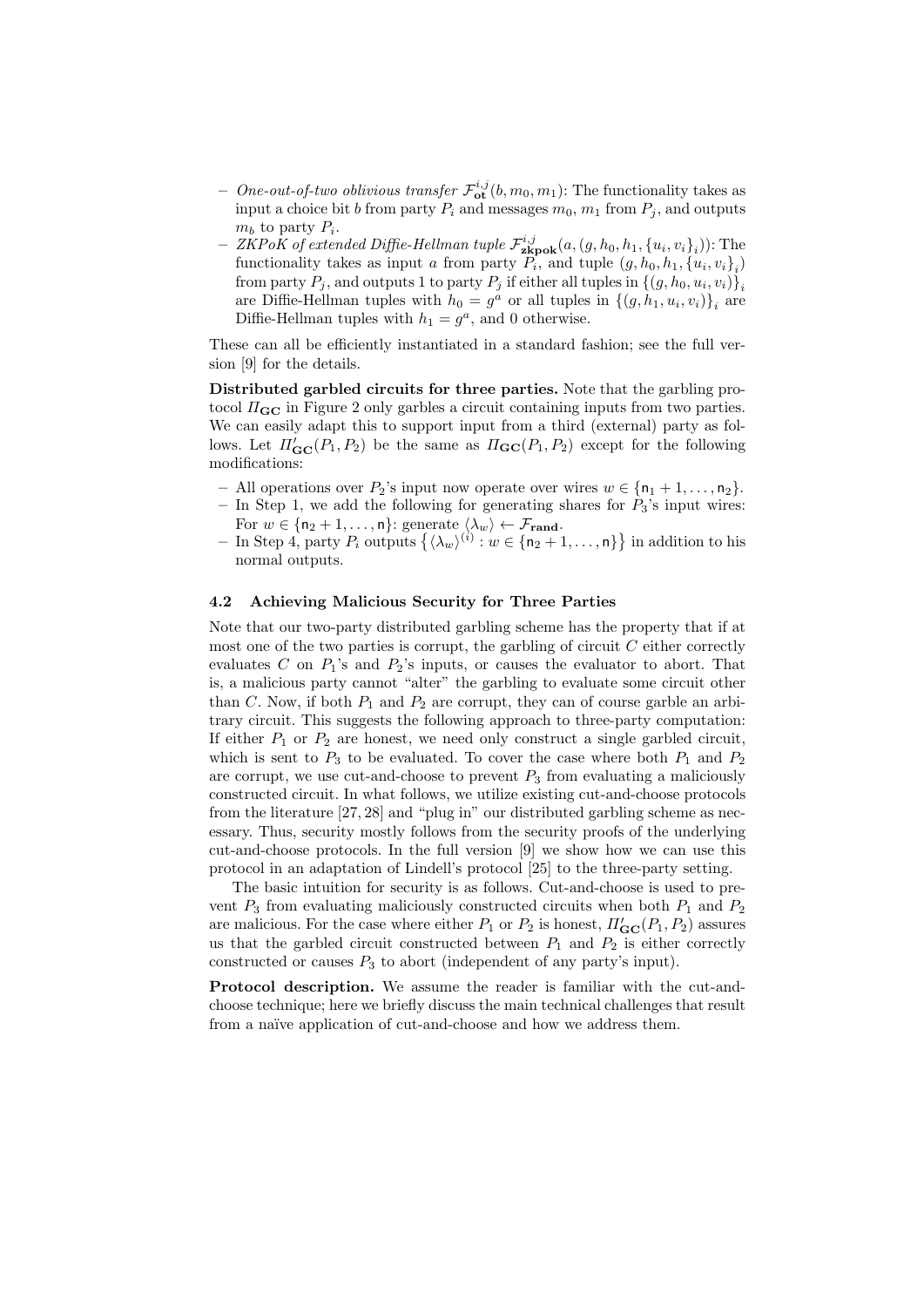- *One-out-of-two oblivious transfer* $\mathcal{F}^{i,j}_{\mathbf{ot}}(b, m_0, m_1)$: The functionality takes as input a choice bit $b$ from party $P_i$ and messages $m_0$, $m_1$ from $P_j$, and outputs $m_b$ to party $P_i$.
- *ZKPoK of extended Diffie-Hellman tuple* $\mathcal{F}^{i,j}_{\mathbf{zkpok}}(a, (g, h_0, h_1, \{u_i, v_i\}_i))$: The functionality takes as input $a$ from party $P_i$, and tuple $(g, h_0, h_1, \{u_i, v_i\}_i)$ from party $P_j$, and outputs 1 to party $P_j$ if either all tuples in $\{(g, h_0, u_i, v_i)\}_i$ are Diffie-Hellman tuples with $h_0 = g^a$ or all tuples in $\{(g, h_1, u_i, v_i)\}_i$ are Diffie-Hellman tuples with $h_1 = g^a$, and 0 otherwise.

These can all be efficiently instantiated in a standard fashion; see the full version [9] for the details.

**Distributed garbled circuits for three parties.** Note that the garbling protocol $\Pi_{\mathbf{GC}}$ in Figure 2 only garbles a circuit containing inputs from two parties. We can easily adapt this to support input from a third (external) party as follows. Let $\Pi'_{\mathbf{GC}}(P_1, P_2)$ be the same as $\Pi_{\mathbf{GC}}(P_1, P_2)$ except for the following modifications:

- All operations over $P_2$'s input now operate over wires $w \in \{\mathsf{n}_1 + 1, \ldots, \mathsf{n}_2\}$.
- In Step 1, we add the following for generating shares for $P_3$'s input wires: For $w \in \{\mathsf{n}_2 + 1, \ldots, \mathsf{n}\}$: generate $\langle \lambda_w \rangle \leftarrow \mathcal{F}_{\mathbf{rand}}$.
- In Step 4, party $P_i$ outputs $\left\{ \langle \lambda_w \rangle^{(i)} : w \in \{\mathsf{n}_2 + 1, \ldots, \mathsf{n}\} \right\}$ in addition to his normal outputs.

### 4.2 Achieving Malicious Security for Three Parties

Note that our two-party distributed garbling scheme has the property that if at most one of the two parties is corrupt, the garbling of circuit $C$ either correctly evaluates $C$ on $P_1$'s and $P_2$'s inputs, or causes the evaluator to abort. That is, a malicious party cannot "alter" the garbling to evaluate some circuit other than $C$. Now, if both $P_1$ and $P_2$ are corrupt, they can of course garble an arbitrary circuit. This suggests the following approach to three-party computation: If either $P_1$ or $P_2$ are honest, we need only construct a single garbled circuit, which is sent to $P_3$ to be evaluated. To cover the case where both $P_1$ and $P_2$ are corrupt, we use cut-and-choose to prevent $P_3$ from evaluating a maliciously constructed circuit. In what follows, we utilize existing cut-and-choose protocols from the literature [27, 28] and "plug in" our distributed garbling scheme as necessary. Thus, security mostly follows from the security proofs of the underlying cut-and-choose protocols. In the full version [9] we show how we can use this protocol in an adaptation of Lindell's protocol [25] to the three-party setting.

The basic intuition for security is as follows. Cut-and-choose is used to prevent $P_3$ from evaluating maliciously constructed circuits when both $P_1$ and $P_2$ are malicious. For the case where either $P_1$ or $P_2$ is honest, $\Pi'_{\mathbf{GC}}(P_1, P_2)$ assures us that the garbled circuit constructed between $P_1$ and $P_2$ is either correctly constructed or causes $P_3$ to abort (independent of any party's input).

**Protocol description.** We assume the reader is familiar with the cut-and-choose technique; here we briefly discuss the main technical challenges that result from a naïve application of cut-and-choose and how we address them.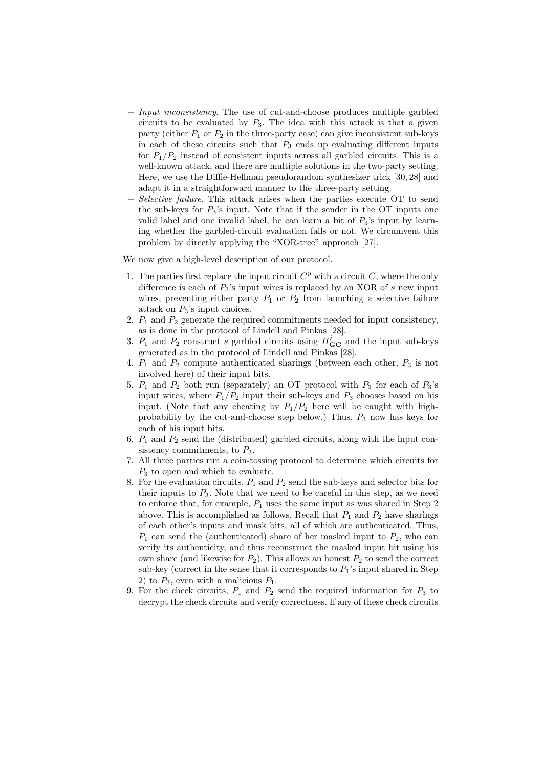- *Input inconsistency*. The use of cut-and-choose produces multiple garbled circuits to be evaluated by $P_3$. The idea with this attack is that a given party (either $P_1$ or $P_2$ in the three-party case) can give inconsistent sub-keys in each of these circuits such that $P_3$ ends up evaluating different inputs for $P_1/P_2$ instead of consistent inputs across all garbled circuits. This is a well-known attack, and there are multiple solutions in the two-party setting. Here, we use the Diffie-Hellman pseudorandom synthesizer trick [30, 28] and adapt it in a straightforward manner to the three-party setting.
- *Selective failure*. This attack arises when the parties execute OT to send the sub-keys for $P_3$'s input. Note that if the sender in the OT inputs one valid label and one invalid label, he can learn a bit of $P_3$'s input by learning whether the garbled-circuit evaluation fails or not. We circumvent this problem by directly applying the "XOR-tree" approach [27].

We now give a high-level description of our protocol.

1. The parties first replace the input circuit $C^0$ with a circuit $C$, where the only difference is each of $P_3$'s input wires is replaced by an XOR of $s$ new input wires, preventing either party $P_1$ or $P_2$ from launching a selective failure attack on $P_3$'s input choices.
2. $P_1$ and $P_2$ generate the required commitments needed for input consistency, as is done in the protocol of Lindell and Pinkas [28].
3. $P_1$ and $P_2$ construct $s$ garbled circuits using $\Pi'_{\mathbf{GC}}$ and the input sub-keys generated as in the protocol of Lindell and Pinkas [28].
4. $P_1$ and $P_2$ compute authenticated sharings (between each other; $P_3$ is not involved here) of their input bits.
5. $P_1$ and $P_2$ both run (separately) an OT protocol with $P_3$ for each of $P_3$'s input wires, where $P_1/P_2$ input their sub-keys and $P_3$ chooses based on his input. (Note that any cheating by $P_1/P_2$ here will be caught with high-probability by the cut-and-choose step below.) Thus, $P_3$ now has keys for each of his input bits.
6. $P_1$ and $P_2$ send the (distributed) garbled circuits, along with the input consistency commitments, to $P_3$.
7. All three parties run a coin-tossing protocol to determine which circuits for $P_3$ to open and which to evaluate.
8. For the evaluation circuits, $P_1$ and $P_2$ send the sub-keys and selector bits for their inputs to $P_3$. Note that we need to be careful in this step, as we need to enforce that, for example, $P_1$ uses the same input as was shared in Step 2 above. This is accomplished as follows. Recall that $P_1$ and $P_2$ have sharings of each other's inputs and mask bits, all of which are authenticated. Thus, $P_1$ can send the (authenticated) share of her masked input to $P_2$, who can verify its authenticity, and thus reconstruct the masked input bit using his own share (and likewise for $P_2$). This allows an honest $P_2$ to send the correct sub-key (correct in the sense that it corresponds to $P_1$'s input shared in Step 2) to $P_3$, even with a malicious $P_1$.
9. For the check circuits, $P_1$ and $P_2$ send the required information for $P_3$ to decrypt the check circuits and verify correctness. If any of these check circuits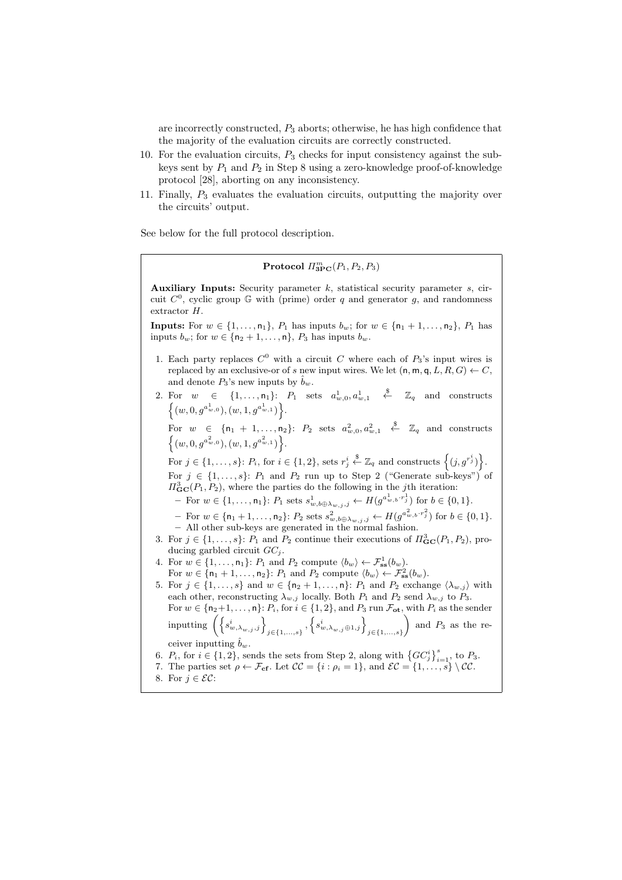are incorrectly constructed, $P_3$ aborts; otherwise, he has high confidence that the majority of the evaluation circuits are correctly constructed.

10. For the evaluation circuits, $P_3$ checks for input consistency against the sub-keys sent by $P_1$ and $P_2$ in Step 8 using a zero-knowledge proof-of-knowledge protocol [28], aborting on any inconsistency.
11. Finally, $P_3$ evaluates the evaluation circuits, outputting the majority over the circuits' output.

See below for the full protocol description.

---

**Protocol $\Pi^{m}_{\mathbf{3PC}}(P_1, P_2, P_3)$**

**Auxiliary Inputs:** Security parameter $k$, statistical security parameter $s$, circuit $C^0$, cyclic group $\mathbb{G}$ with (prime) order $q$ and generator $g$, and randomness extractor $H$.

**Inputs:** For $w \in \{1, \ldots, \mathsf{n}_1\}$, $P_1$ has inputs $b_w$; for $w \in \{\mathsf{n}_1 + 1, \ldots, \mathsf{n}_2\}$, $P_1$ has inputs $b_w$; for $w \in \{\mathsf{n}_2 + 1, \ldots, \mathsf{n}\}$, $P_3$ has inputs $b_w$.

1. Each party replaces $C^0$ with a circuit $C$ where each of $P_3$'s input wires is replaced by an exclusive-or of $s$ new input wires. We let $(\mathsf{n}, \mathsf{m}, \mathsf{q}, L, R, G) \leftarrow C$, and denote $P_3$'s new inputs by $\hat{b}_w$.
2. For $w \in \{1, \ldots, \mathsf{n}_1\}$: $P_1$ sets $a^1_{w,0}, a^1_{w,1} \xleftarrow{\$} \mathbb{Z}_q$ and constructs $\left\{(w, 0, g^{a^1_{w,0}}), (w, 1, g^{a^1_{w,1}})\right\}$.
   For $w \in \{\mathsf{n}_1 + 1, \ldots, \mathsf{n}_2\}$: $P_2$ sets $a^2_{w,0}, a^2_{w,1} \xleftarrow{\$} \mathbb{Z}_q$ and constructs $\left\{(w, 0, g^{a^2_{w,0}}), (w, 1, g^{a^2_{w,1}})\right\}$.
   For $j \in \{1, \ldots, s\}$: $P_i$, for $i \in \{1, 2\}$, sets $r^i_j \xleftarrow{\$} \mathbb{Z}_q$ and constructs $\left\{(j, g^{r^i_j})\right\}$.
   For $j \in \{1, \ldots, s\}$: $P_1$ and $P_2$ run up to Step 2 ("Generate sub-keys") of $\Pi^3_{\mathbf{GC}}(P_1, P_2)$, where the parties do the following in the $j$th iteration:
   - For $w \in \{1, \ldots, \mathsf{n}_1\}$: $P_1$ sets $s^1_{w, b \oplus \lambda_{w,j}, j} \leftarrow H(g^{a^1_{w,b} \cdot r^1_j})$ for $b \in \{0, 1\}$.
   - For $w \in \{\mathsf{n}_1 + 1, \ldots, \mathsf{n}_2\}$: $P_2$ sets $s^2_{w, b \oplus \lambda_{w,j}, j} \leftarrow H(g^{a^2_{w,b} \cdot r^2_j})$ for $b \in \{0, 1\}$.
   - All other sub-keys are generated in the normal fashion.
3. For $j \in \{1, \ldots, s\}$: $P_1$ and $P_2$ continue their executions of $\Pi^3_{\mathbf{GC}}(P_1, P_2)$, producing garbled circuit $GC_j$.
4. For $w \in \{1, \ldots, \mathsf{n}_1\}$: $P_1$ and $P_2$ compute $\langle b_w \rangle \leftarrow \mathcal{F}^1_{\mathbf{ss}}(b_w)$.
   For $w \in \{\mathsf{n}_1 + 1, \ldots, \mathsf{n}_2\}$: $P_1$ and $P_2$ compute $\langle b_w \rangle \leftarrow \mathcal{F}^2_{\mathbf{ss}}(b_w)$.
5. For $j \in \{1, \ldots, s\}$ and $w \in \{\mathsf{n}_2 + 1, \ldots, \mathsf{n}\}$: $P_1$ and $P_2$ exchange $\langle \lambda_{w,j} \rangle$ with each other, reconstructing $\lambda_{w,j}$ locally. Both $P_1$ and $P_2$ send $\lambda_{w,j}$ to $P_3$.
   For $w \in \{\mathsf{n}_2 + 1, \ldots, \mathsf{n}\}$: $P_i$, for $i \in \{1, 2\}$, and $P_3$ run $\mathcal{F}_{\mathbf{ot}}$, with $P_i$ as the sender inputting $\left(\left\{s^i_{w, \lambda_{w,j}, j}\right\}_{j \in \{1, \ldots, s\}}, \left\{s^i_{w, \lambda_{w,j} \oplus 1, j}\right\}_{j \in \{1, \ldots, s\}}\right)$ and $P_3$ as the receiver inputting $\hat{b}_w$.
6. $P_i$, for $i \in \{1, 2\}$, sends the sets from Step 2, along with $\left\{GC^i_j\right\}_{i=1}^{s}$, to $P_3$.
7. The parties set $\rho \leftarrow \mathcal{F}_{\mathbf{cf}}$. Let $\mathcal{CC} = \{i : \rho_i = 1\}$, and $\mathcal{EC} = \{1, \ldots, s\} \setminus \mathcal{CC}$.
8. For $j \in \mathcal{EC}$: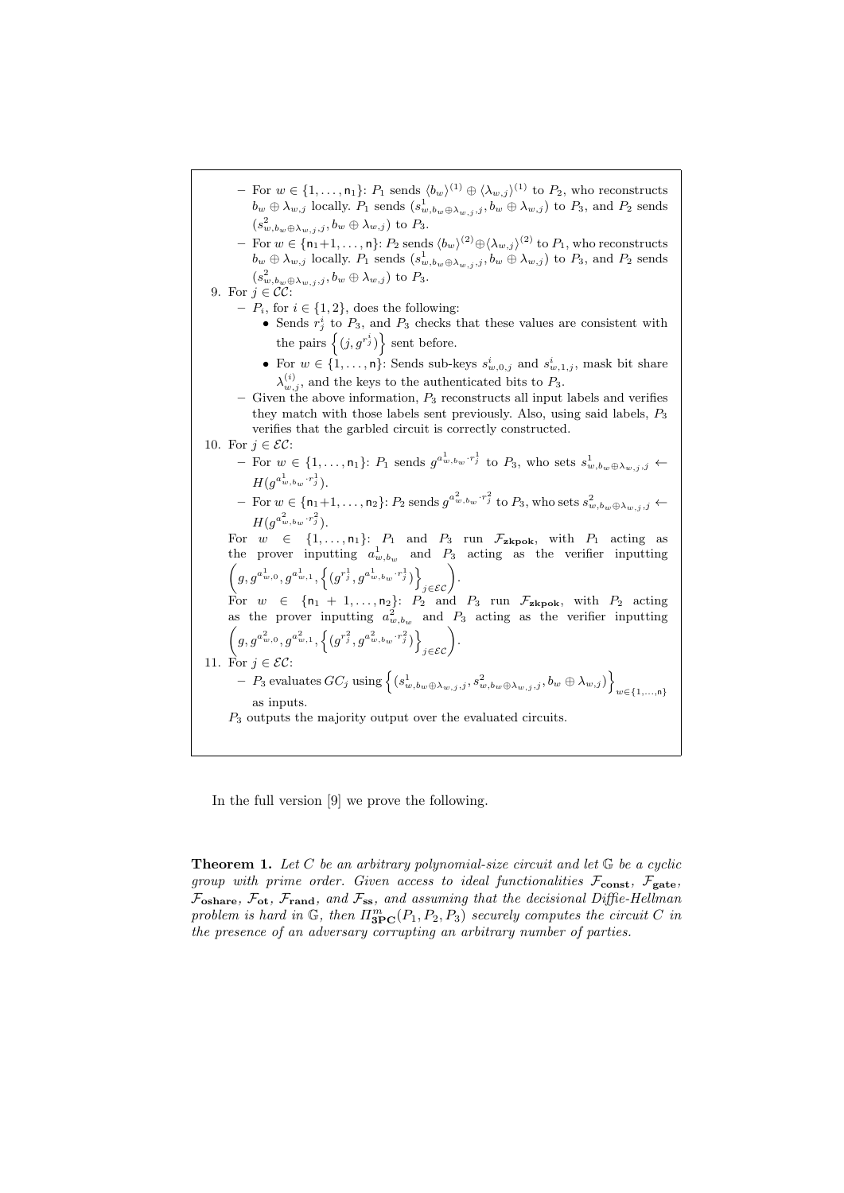- For $w \in \{1, \ldots, \mathsf{n}_1\}$: $P_1$ sends $\langle b_w \rangle^{(1)} \oplus \langle \lambda_{w,j} \rangle^{(1)}$ to $P_2$, who reconstructs $b_w \oplus \lambda_{w,j}$ locally. $P_1$ sends $(s^1_{w,b_w \oplus \lambda_{w,j},j}, b_w \oplus \lambda_{w,j})$ to $P_3$, and $P_2$ sends $(s^2_{w,b_w \oplus \lambda_{w,j},j}, b_w \oplus \lambda_{w,j})$ to $P_3$.
- For $w \in \{\mathsf{n}_1{+}1, \ldots, \mathsf{n}\}$: $P_2$ sends $\langle b_w \rangle^{(2)} \oplus \langle \lambda_{w,j} \rangle^{(2)}$ to $P_1$, who reconstructs $b_w \oplus \lambda_{w,j}$ locally. $P_1$ sends $(s^1_{w,b_w \oplus \lambda_{w,j},j}, b_w \oplus \lambda_{w,j})$ to $P_3$, and $P_2$ sends $(s^2_{w,b_w \oplus \lambda_{w,j},j}, b_w \oplus \lambda_{w,j})$ to $P_3$.

9. For $j \in \mathcal{CC}$:
   - $P_i$, for $i \in \{1, 2\}$, does the following:
     - Sends $r^i_j$ to $P_3$, and $P_3$ checks that these values are consistent with the pairs $\left\{ (j, g^{r^i_j}) \right\}$ sent before.
     - For $w \in \{1, \ldots, \mathsf{n}\}$: Sends sub-keys $s^i_{w,0,j}$ and $s^i_{w,1,j}$, mask bit share $\lambda^{(i)}_{w,j}$, and the keys to the authenticated bits to $P_3$.
   - Given the above information, $P_3$ reconstructs all input labels and verifies they match with those labels sent previously. Also, using said labels, $P_3$ verifies that the garbled circuit is correctly constructed.
10. For $j \in \mathcal{EC}$:
    - For $w \in \{1, \ldots, \mathsf{n}_1\}$: $P_1$ sends $g^{a^1_{w,b_w} \cdot r^1_j}$ to $P_3$, who sets $s^1_{w,b_w \oplus \lambda_{w,j},j} \leftarrow H(g^{a^1_{w,b_w} \cdot r^1_j})$.
    - For $w \in \{\mathsf{n}_1{+}1, \ldots, \mathsf{n}_2\}$: $P_2$ sends $g^{a^2_{w,b_w} \cdot r^2_j}$ to $P_3$, who sets $s^2_{w,b_w \oplus \lambda_{w,j},j} \leftarrow H(g^{a^2_{w,b_w} \cdot r^2_j})$.

    For $w \in \{1, \ldots, \mathsf{n}_1\}$: $P_1$ and $P_3$ run $\mathcal{F}_{\mathbf{zkpok}}$, with $P_1$ acting as the prover inputting $a^1_{w,b_w}$ and $P_3$ acting as the verifier inputting $\left( g, g^{a^1_{w,0}}, g^{a^1_{w,1}}, \left\{ (g^{r^1_j}, g^{a^1_{w,b_w} \cdot r^1_j}) \right\}_{j \in \mathcal{EC}} \right)$.

    For $w \in \{\mathsf{n}_1 + 1, \ldots, \mathsf{n}_2\}$: $P_2$ and $P_3$ run $\mathcal{F}_{\mathbf{zkpok}}$, with $P_2$ acting as the prover inputting $a^2_{w,b_w}$ and $P_3$ acting as the verifier inputting $\left( g, g^{a^2_{w,0}}, g^{a^2_{w,1}}, \left\{ (g^{r^2_j}, g^{a^2_{w,b_w} \cdot r^2_j}) \right\}_{j \in \mathcal{EC}} \right)$.
11. For $j \in \mathcal{EC}$:
    - $P_3$ evaluates $GC_j$ using $\left\{ (s^1_{w,b_w \oplus \lambda_{w,j},j}, s^2_{w,b_w \oplus \lambda_{w,j},j}, b_w \oplus \lambda_{w,j}) \right\}_{w \in \{1,\ldots,\mathsf{n}\}}$ as inputs.

    $P_3$ outputs the majority output over the evaluated circuits.

In the full version [9] we prove the following.

**Theorem 1.** *Let $C$ be an arbitrary polynomial-size circuit and let $\mathbb{G}$ be a cyclic group with prime order. Given access to ideal functionalities $\mathcal{F}_{\mathbf{const}}$, $\mathcal{F}_{\mathbf{gate}}$, $\mathcal{F}_{\mathbf{oshare}}$, $\mathcal{F}_{\mathbf{ot}}$, $\mathcal{F}_{\mathbf{rand}}$, and $\mathcal{F}_{\mathbf{ss}}$, and assuming that the decisional Diffie-Hellman problem is hard in $\mathbb{G}$, then $\Pi^m_{\mathbf{3PC}}(P_1, P_2, P_3)$ securely computes the circuit $C$ in the presence of an adversary corrupting an arbitrary number of parties.*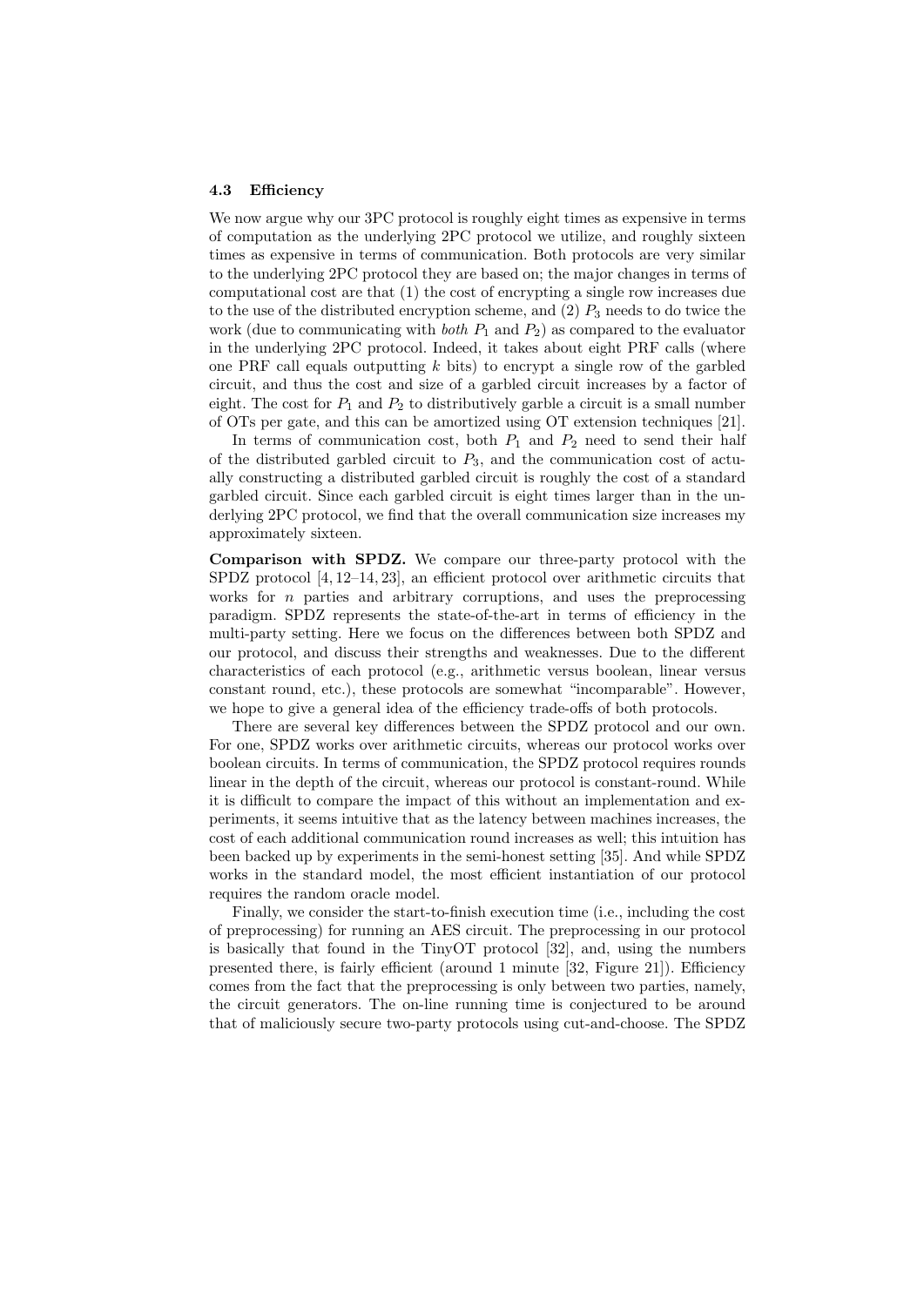### 4.3 Efficiency

We now argue why our 3PC protocol is roughly eight times as expensive in terms of computation as the underlying 2PC protocol we utilize, and roughly sixteen times as expensive in terms of communication. Both protocols are very similar to the underlying 2PC protocol they are based on; the major changes in terms of computational cost are that (1) the cost of encrypting a single row increases due to the use of the distributed encryption scheme, and (2) $P_3$ needs to do twice the work (due to communicating with *both* $P_1$ and $P_2$) as compared to the evaluator in the underlying 2PC protocol. Indeed, it takes about eight PRF calls (where one PRF call equals outputting $k$ bits) to encrypt a single row of the garbled circuit, and thus the cost and size of a garbled circuit increases by a factor of eight. The cost for $P_1$ and $P_2$ to distributively garble a circuit is a small number of OTs per gate, and this can be amortized using OT extension techniques [21].

In terms of communication cost, both $P_1$ and $P_2$ need to send their half of the distributed garbled circuit to $P_3$, and the communication cost of actually constructing a distributed garbled circuit is roughly the cost of a standard garbled circuit. Since each garbled circuit is eight times larger than in the underlying 2PC protocol, we find that the overall communication size increases my approximately sixteen.

**Comparison with SPDZ.** We compare our three-party protocol with the SPDZ protocol [4, 12–14, 23], an efficient protocol over arithmetic circuits that works for $n$ parties and arbitrary corruptions, and uses the preprocessing paradigm. SPDZ represents the state-of-the-art in terms of efficiency in the multi-party setting. Here we focus on the differences between both SPDZ and our protocol, and discuss their strengths and weaknesses. Due to the different characteristics of each protocol (e.g., arithmetic versus boolean, linear versus constant round, etc.), these protocols are somewhat "incomparable". However, we hope to give a general idea of the efficiency trade-offs of both protocols.

There are several key differences between the SPDZ protocol and our own. For one, SPDZ works over arithmetic circuits, whereas our protocol works over boolean circuits. In terms of communication, the SPDZ protocol requires rounds linear in the depth of the circuit, whereas our protocol is constant-round. While it is difficult to compare the impact of this without an implementation and experiments, it seems intuitive that as the latency between machines increases, the cost of each additional communication round increases as well; this intuition has been backed up by experiments in the semi-honest setting [35]. And while SPDZ works in the standard model, the most efficient instantiation of our protocol requires the random oracle model.

Finally, we consider the start-to-finish execution time (i.e., including the cost of preprocessing) for running an AES circuit. The preprocessing in our protocol is basically that found in the TinyOT protocol [32], and, using the numbers presented there, is fairly efficient (around 1 minute [32, Figure 21]). Efficiency comes from the fact that the preprocessing is only between two parties, namely, the circuit generators. The on-line running time is conjectured to be around that of maliciously secure two-party protocols using cut-and-choose. The SPDZ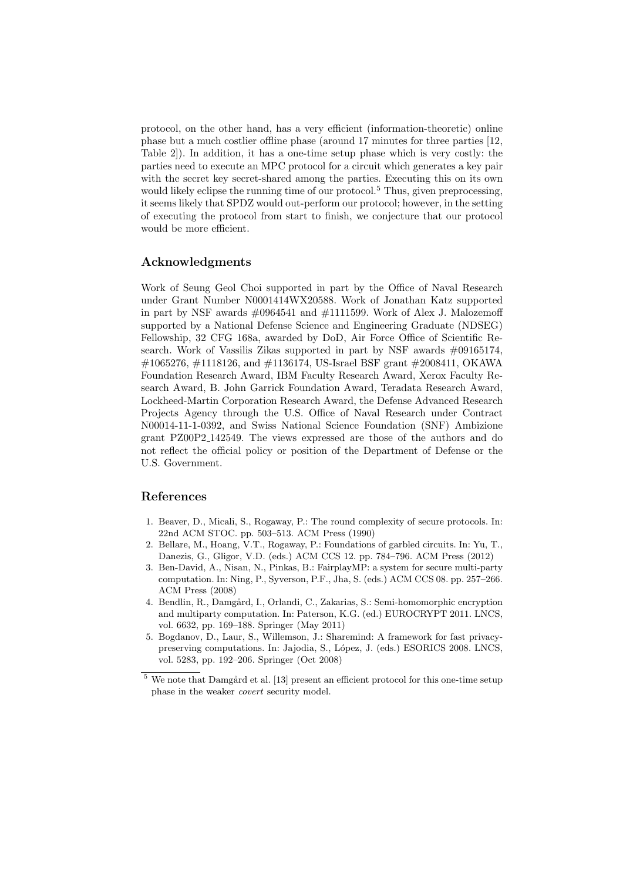protocol, on the other hand, has a very efficient (information-theoretic) online phase but a much costlier offline phase (around 17 minutes for three parties [12, Table 2]). In addition, it has a one-time setup phase which is very costly: the parties need to execute an MPC protocol for a circuit which generates a key pair with the secret key secret-shared among the parties. Executing this on its own would likely eclipse the running time of our protocol.[5] Thus, given preprocessing, it seems likely that SPDZ would out-perform our protocol; however, in the setting of executing the protocol from start to finish, we conjecture that our protocol would be more efficient.

## Acknowledgments

Work of Seung Geol Choi supported in part by the Office of Naval Research under Grant Number N0001414WX20588. Work of Jonathan Katz supported in part by NSF awards #0964541 and #1111599. Work of Alex J. Malozemoff supported by a National Defense Science and Engineering Graduate (NDSEG) Fellowship, 32 CFG 168a, awarded by DoD, Air Force Office of Scientific Research. Work of Vassilis Zikas supported in part by NSF awards #09165174, #1065276, #1118126, and #1136174, US-Israel BSF grant #2008411, OKAWA Foundation Research Award, IBM Faculty Research Award, Xerox Faculty Research Award, B. John Garrick Foundation Award, Teradata Research Award, Lockheed-Martin Corporation Research Award, the Defense Advanced Research Projects Agency through the U.S. Office of Naval Research under Contract N00014-11-1-0392, and Swiss National Science Foundation (SNF) Ambizione grant PZ00P2_142549. The views expressed are those of the authors and do not reflect the official policy or position of the Department of Defense or the U.S. Government.

## References

1. Beaver, D., Micali, S., Rogaway, P.: The round complexity of secure protocols. In: 22nd ACM STOC. pp. 503–513. ACM Press (1990)
2. Bellare, M., Hoang, V.T., Rogaway, P.: Foundations of garbled circuits. In: Yu, T., Danezis, G., Gligor, V.D. (eds.) ACM CCS 12. pp. 784–796. ACM Press (2012)
3. Ben-David, A., Nisan, N., Pinkas, B.: FairplayMP: a system for secure multi-party computation. In: Ning, P., Syverson, P.F., Jha, S. (eds.) ACM CCS 08. pp. 257–266. ACM Press (2008)
4. Bendlin, R., Damgård, I., Orlandi, C., Zakarias, S.: Semi-homomorphic encryption and multiparty computation. In: Paterson, K.G. (ed.) EUROCRYPT 2011. LNCS, vol. 6632, pp. 169–188. Springer (May 2011)
5. Bogdanov, D., Laur, S., Willemson, J.: Sharemind: A framework for fast privacy-preserving computations. In: Jajodia, S., López, J. (eds.) ESORICS 2008. LNCS, vol. 5283, pp. 192–206. Springer (Oct 2008)

[5] We note that Damgård et al. [13] present an efficient protocol for this one-time setup phase in the weaker *covert* security model.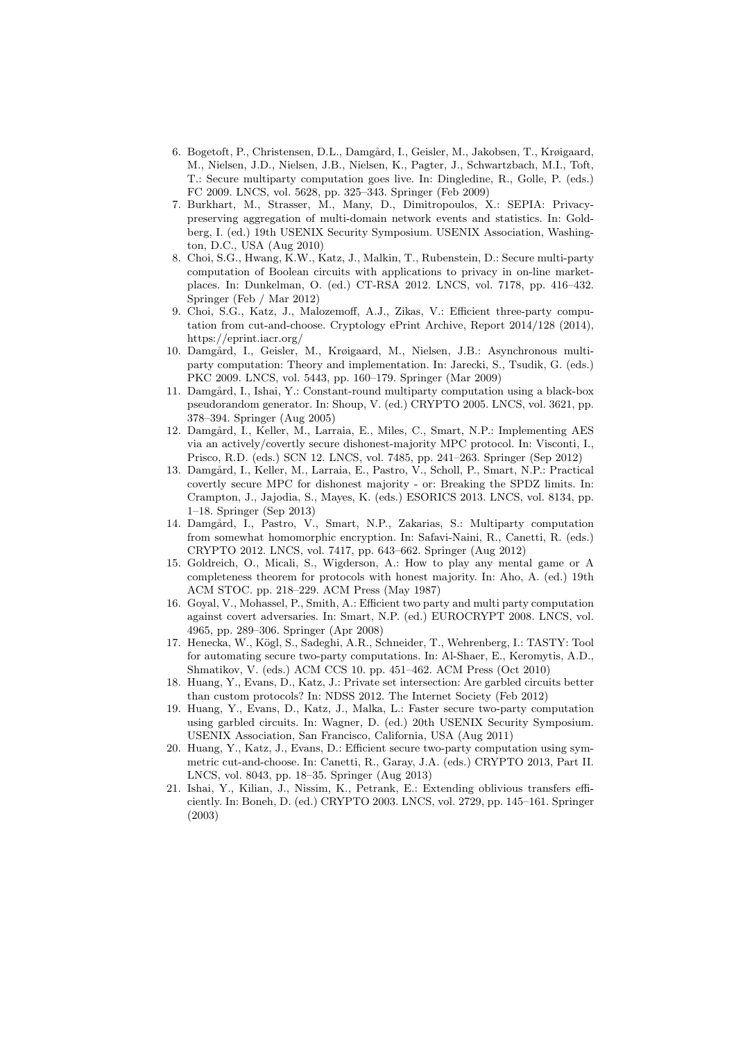6. Bogetoft, P., Christensen, D.L., Damgård, I., Geisler, M., Jakobsen, T., Krøigaard, M., Nielsen, J.D., Nielsen, J.B., Nielsen, K., Pagter, J., Schwartzbach, M.I., Toft, T.: Secure multiparty computation goes live. In: Dingledine, R., Golle, P. (eds.) FC 2009. LNCS, vol. 5628, pp. 325–343. Springer (Feb 2009)
7. Burkhart, M., Strasser, M., Many, D., Dimitropoulos, X.: SEPIA: Privacy-preserving aggregation of multi-domain network events and statistics. In: Goldberg, I. (ed.) 19th USENIX Security Symposium. USENIX Association, Washington, D.C., USA (Aug 2010)
8. Choi, S.G., Hwang, K.W., Katz, J., Malkin, T., Rubenstein, D.: Secure multi-party computation of Boolean circuits with applications to privacy in on-line marketplaces. In: Dunkelman, O. (ed.) CT-RSA 2012. LNCS, vol. 7178, pp. 416–432. Springer (Feb / Mar 2012)
9. Choi, S.G., Katz, J., Malozemoff, A.J., Zikas, V.: Efficient three-party computation from cut-and-choose. Cryptology ePrint Archive, Report 2014/128 (2014), https://eprint.iacr.org/
10. Damgård, I., Geisler, M., Krøigaard, M., Nielsen, J.B.: Asynchronous multiparty computation: Theory and implementation. In: Jarecki, S., Tsudik, G. (eds.) PKC 2009. LNCS, vol. 5443, pp. 160–179. Springer (Mar 2009)
11. Damgård, I., Ishai, Y.: Constant-round multiparty computation using a black-box pseudorandom generator. In: Shoup, V. (ed.) CRYPTO 2005. LNCS, vol. 3621, pp. 378–394. Springer (Aug 2005)
12. Damgård, I., Keller, M., Larraia, E., Miles, C., Smart, N.P.: Implementing AES via an actively/covertly secure dishonest-majority MPC protocol. In: Visconti, I., Prisco, R.D. (eds.) SCN 12. LNCS, vol. 7485, pp. 241–263. Springer (Sep 2012)
13. Damgård, I., Keller, M., Larraia, E., Pastro, V., Scholl, P., Smart, N.P.: Practical covertly secure MPC for dishonest majority - or: Breaking the SPDZ limits. In: Crampton, J., Jajodia, S., Mayes, K. (eds.) ESORICS 2013. LNCS, vol. 8134, pp. 1–18. Springer (Sep 2013)
14. Damgård, I., Pastro, V., Smart, N.P., Zakarias, S.: Multiparty computation from somewhat homomorphic encryption. In: Safavi-Naini, R., Canetti, R. (eds.) CRYPTO 2012. LNCS, vol. 7417, pp. 643–662. Springer (Aug 2012)
15. Goldreich, O., Micali, S., Wigderson, A.: How to play any mental game or A completeness theorem for protocols with honest majority. In: Aho, A. (ed.) 19th ACM STOC. pp. 218–229. ACM Press (May 1987)
16. Goyal, V., Mohassel, P., Smith, A.: Efficient two party and multi party computation against covert adversaries. In: Smart, N.P. (ed.) EUROCRYPT 2008. LNCS, vol. 4965, pp. 289–306. Springer (Apr 2008)
17. Henecka, W., Kögl, S., Sadeghi, A.R., Schneider, T., Wehrenberg, I.: TASTY: Tool for automating secure two-party computations. In: Al-Shaer, E., Keromytis, A.D., Shmatikov, V. (eds.) ACM CCS 10. pp. 451–462. ACM Press (Oct 2010)
18. Huang, Y., Evans, D., Katz, J.: Private set intersection: Are garbled circuits better than custom protocols? In: NDSS 2012. The Internet Society (Feb 2012)
19. Huang, Y., Evans, D., Katz, J., Malka, L.: Faster secure two-party computation using garbled circuits. In: Wagner, D. (ed.) 20th USENIX Security Symposium. USENIX Association, San Francisco, California, USA (Aug 2011)
20. Huang, Y., Katz, J., Evans, D.: Efficient secure two-party computation using symmetric cut-and-choose. In: Canetti, R., Garay, J.A. (eds.) CRYPTO 2013, Part II. LNCS, vol. 8043, pp. 18–35. Springer (Aug 2013)
21. Ishai, Y., Kilian, J., Nissim, K., Petrank, E.: Extending oblivious transfers efficiently. In: Boneh, D. (ed.) CRYPTO 2003. LNCS, vol. 2729, pp. 145–161. Springer (2003)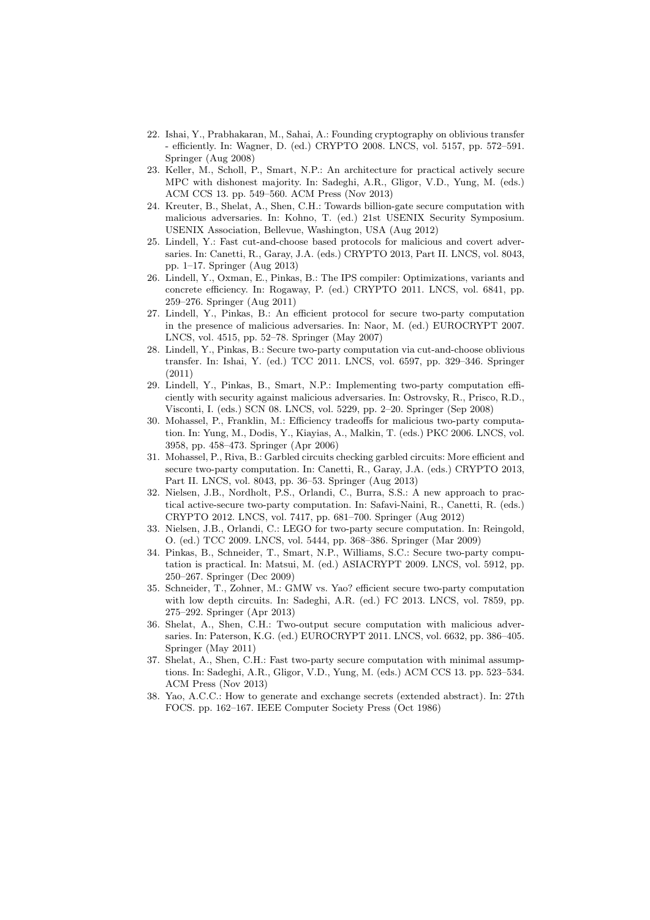22. Ishai, Y., Prabhakaran, M., Sahai, A.: Founding cryptography on oblivious transfer - efficiently. In: Wagner, D. (ed.) CRYPTO 2008. LNCS, vol. 5157, pp. 572–591. Springer (Aug 2008)
23. Keller, M., Scholl, P., Smart, N.P.: An architecture for practical actively secure MPC with dishonest majority. In: Sadeghi, A.R., Gligor, V.D., Yung, M. (eds.) ACM CCS 13. pp. 549–560. ACM Press (Nov 2013)
24. Kreuter, B., Shelat, A., Shen, C.H.: Towards billion-gate secure computation with malicious adversaries. In: Kohno, T. (ed.) 21st USENIX Security Symposium. USENIX Association, Bellevue, Washington, USA (Aug 2012)
25. Lindell, Y.: Fast cut-and-choose based protocols for malicious and covert adversaries. In: Canetti, R., Garay, J.A. (eds.) CRYPTO 2013, Part II. LNCS, vol. 8043, pp. 1–17. Springer (Aug 2013)
26. Lindell, Y., Oxman, E., Pinkas, B.: The IPS compiler: Optimizations, variants and concrete efficiency. In: Rogaway, P. (ed.) CRYPTO 2011. LNCS, vol. 6841, pp. 259–276. Springer (Aug 2011)
27. Lindell, Y., Pinkas, B.: An efficient protocol for secure two-party computation in the presence of malicious adversaries. In: Naor, M. (ed.) EUROCRYPT 2007. LNCS, vol. 4515, pp. 52–78. Springer (May 2007)
28. Lindell, Y., Pinkas, B.: Secure two-party computation via cut-and-choose oblivious transfer. In: Ishai, Y. (ed.) TCC 2011. LNCS, vol. 6597, pp. 329–346. Springer (2011)
29. Lindell, Y., Pinkas, B., Smart, N.P.: Implementing two-party computation efficiently with security against malicious adversaries. In: Ostrovsky, R., Prisco, R.D., Visconti, I. (eds.) SCN 08. LNCS, vol. 5229, pp. 2–20. Springer (Sep 2008)
30. Mohassel, P., Franklin, M.: Efficiency tradeoffs for malicious two-party computation. In: Yung, M., Dodis, Y., Kiayias, A., Malkin, T. (eds.) PKC 2006. LNCS, vol. 3958, pp. 458–473. Springer (Apr 2006)
31. Mohassel, P., Riva, B.: Garbled circuits checking garbled circuits: More efficient and secure two-party computation. In: Canetti, R., Garay, J.A. (eds.) CRYPTO 2013, Part II. LNCS, vol. 8043, pp. 36–53. Springer (Aug 2013)
32. Nielsen, J.B., Nordholt, P.S., Orlandi, C., Burra, S.S.: A new approach to practical active-secure two-party computation. In: Safavi-Naini, R., Canetti, R. (eds.) CRYPTO 2012. LNCS, vol. 7417, pp. 681–700. Springer (Aug 2012)
33. Nielsen, J.B., Orlandi, C.: LEGO for two-party secure computation. In: Reingold, O. (ed.) TCC 2009. LNCS, vol. 5444, pp. 368–386. Springer (Mar 2009)
34. Pinkas, B., Schneider, T., Smart, N.P., Williams, S.C.: Secure two-party computation is practical. In: Matsui, M. (ed.) ASIACRYPT 2009. LNCS, vol. 5912, pp. 250–267. Springer (Dec 2009)
35. Schneider, T., Zohner, M.: GMW vs. Yao? efficient secure two-party computation with low depth circuits. In: Sadeghi, A.R. (ed.) FC 2013. LNCS, vol. 7859, pp. 275–292. Springer (Apr 2013)
36. Shelat, A., Shen, C.H.: Two-output secure computation with malicious adversaries. In: Paterson, K.G. (ed.) EUROCRYPT 2011. LNCS, vol. 6632, pp. 386–405. Springer (May 2011)
37. Shelat, A., Shen, C.H.: Fast two-party secure computation with minimal assumptions. In: Sadeghi, A.R., Gligor, V.D., Yung, M. (eds.) ACM CCS 13. pp. 523–534. ACM Press (Nov 2013)
38. Yao, A.C.C.: How to generate and exchange secrets (extended abstract). In: 27th FOCS. pp. 162–167. IEEE Computer Society Press (Oct 1986)